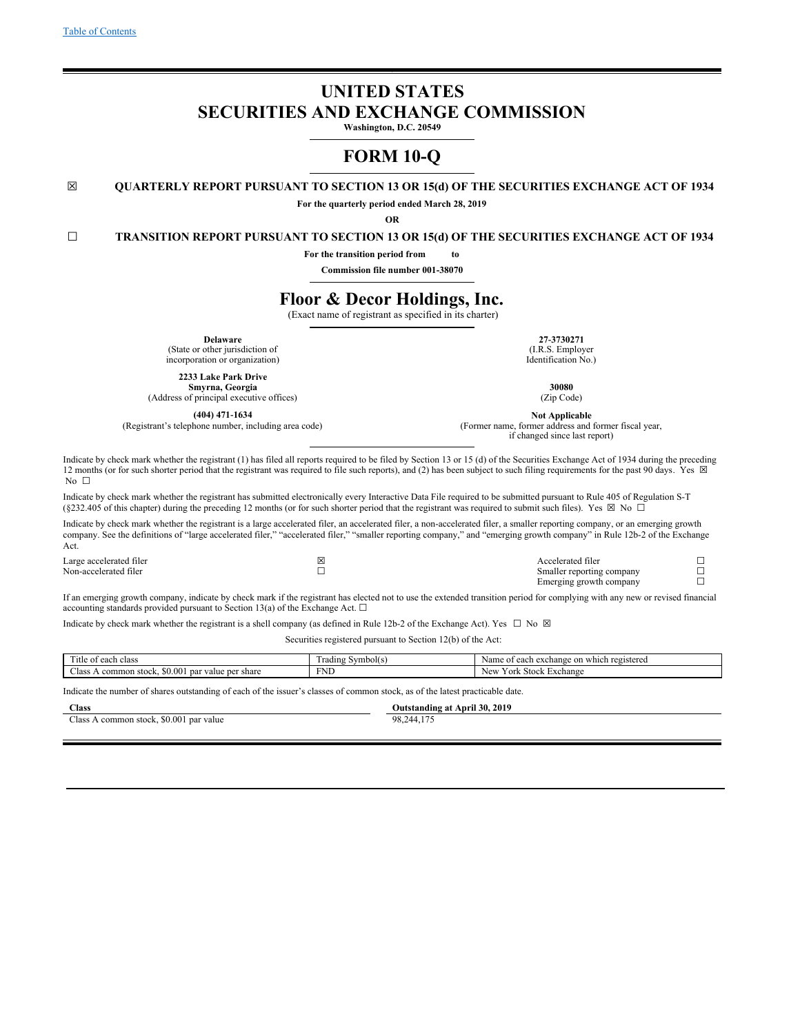Table of Contents

# UNITED STATES
# SECURITIES AND EXCHANGE COMMISSION

**Washington, D.C. 20549**

# FORM 10-Q

☒ **QUARTERLY REPORT PURSUANT TO SECTION 13 OR 15(d) OF THE SECURITIES EXCHANGE ACT OF 1934**

**For the quarterly period ended March 28, 2019**

**OR**

☐ **TRANSITION REPORT PURSUANT TO SECTION 13 OR 15(d) OF THE SECURITIES EXCHANGE ACT OF 1934**

**For the transition period from to**

**Commission file number 001-38070**

# Floor & Decor Holdings, Inc.

(Exact name of registrant as specified in its charter)

| | |
|---|---|
| **Delaware**<br>(State or other jurisdiction of incorporation or organization) | **27-3730271**<br>(I.R.S. Employer Identification No.) |
| **2233 Lake Park Drive**<br>**Smyrna, Georgia**<br>(Address of principal executive offices) | **30080**<br>(Zip Code) |
| **(404) 471-1634**<br>(Registrant's telephone number, including area code) | **Not Applicable**<br>(Former name, former address and former fiscal year, if changed since last report) |

Indicate by check mark whether the registrant (1) has filed all reports required to be filed by Section 13 or 15 (d) of the Securities Exchange Act of 1934 during the preceding 12 months (or for such shorter period that the registrant was required to file such reports), and (2) has been subject to such filing requirements for the past 90 days. Yes ☒ No ☐

Indicate by check mark whether the registrant has submitted electronically every Interactive Data File required to be submitted pursuant to Rule 405 of Regulation S-T (§232.405 of this chapter) during the preceding 12 months (or for such shorter period that the registrant was required to submit such files). Yes ☒ No ☐

Indicate by check mark whether the registrant is a large accelerated filer, an accelerated filer, a non-accelerated filer, a smaller reporting company, or an emerging growth company. See the definitions of "large accelerated filer," "accelerated filer," "smaller reporting company," and "emerging growth company" in Rule 12b-2 of the Exchange Act.

| | | | |
|---|---|---|---|
| Large accelerated filer | ☒ | Accelerated filer | ☐ |
| Non-accelerated filer | ☐ | Smaller reporting company | ☐ |
| | | Emerging growth company | ☐ |

If an emerging growth company, indicate by check mark if the registrant has elected not to use the extended transition period for complying with any new or revised financial accounting standards provided pursuant to Section 13(a) of the Exchange Act. ☐

Indicate by check mark whether the registrant is a shell company (as defined in Rule 12b-2 of the Exchange Act). Yes ☐ No ☒

Securities registered pursuant to Section 12(b) of the Act:

| Title of each class | Trading Symbol(s) | Name of each exchange on which registered |
|---|---|---|
| Class A common stock, $0.001 par value per share | FND | New York Stock Exchange |

Indicate the number of shares outstanding of each of the issuer's classes of common stock, as of the latest practicable date.

| **Class** | **Outstanding at April 30, 2019** |
|---|---|
| Class A common stock, $0.001 par value | 98,244,175 |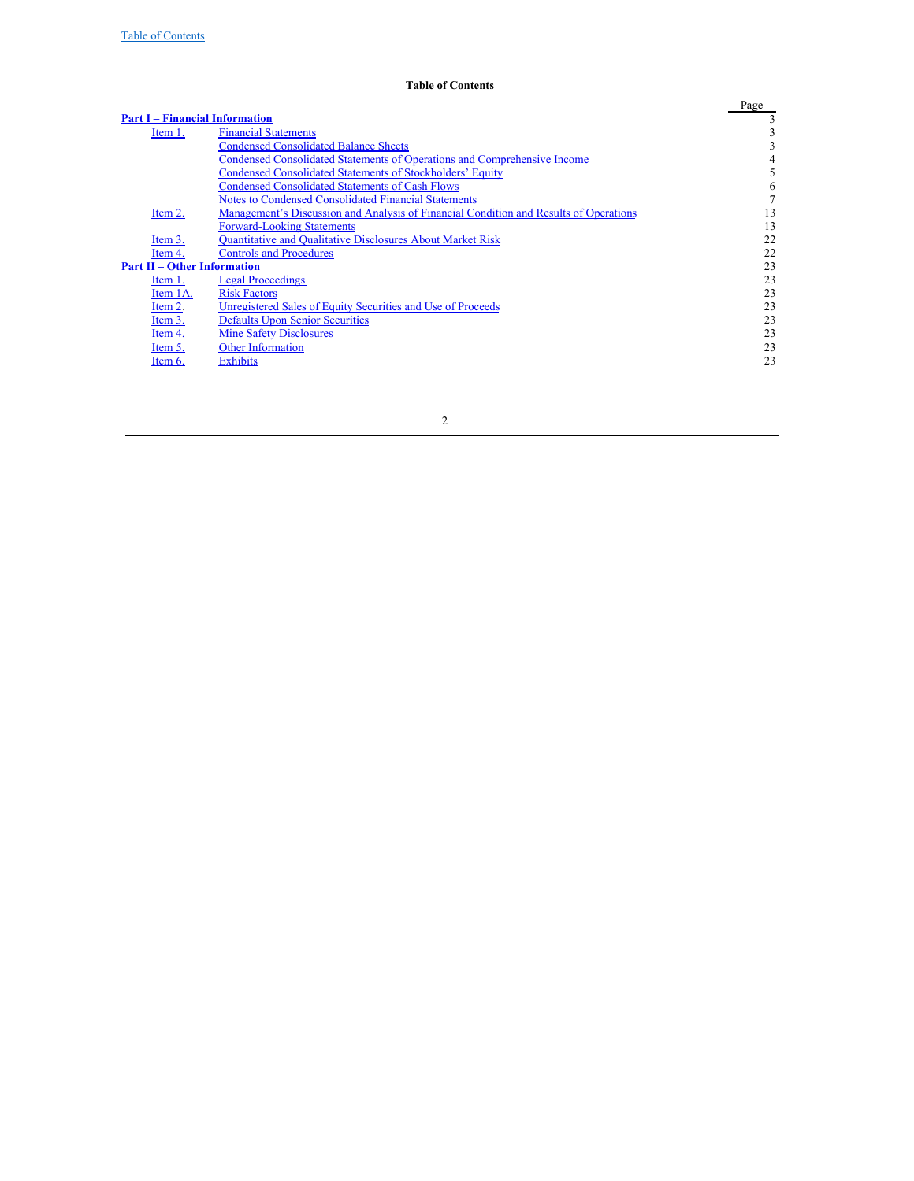**Table of Contents**

| | | Page |
|---|---|---|
| **Part I – Financial Information** | | 3 |
| Item 1. | Financial Statements | 3 |
| | Condensed Consolidated Balance Sheets | 3 |
| | Condensed Consolidated Statements of Operations and Comprehensive Income | 4 |
| | Condensed Consolidated Statements of Stockholders' Equity | 5 |
| | Condensed Consolidated Statements of Cash Flows | 6 |
| | Notes to Condensed Consolidated Financial Statements | 7 |
| Item 2. | Management's Discussion and Analysis of Financial Condition and Results of Operations | 13 |
| | Forward-Looking Statements | 13 |
| Item 3. | Quantitative and Qualitative Disclosures About Market Risk | 22 |
| Item 4. | Controls and Procedures | 22 |
| **Part II – Other Information** | | 23 |
| Item 1. | Legal Proceedings | 23 |
| Item 1A. | Risk Factors | 23 |
| Item 2. | Unregistered Sales of Equity Securities and Use of Proceeds | 23 |
| Item 3. | Defaults Upon Senior Securities | 23 |
| Item 4. | Mine Safety Disclosures | 23 |
| Item 5. | Other Information | 23 |
| Item 6. | Exhibits | 23 |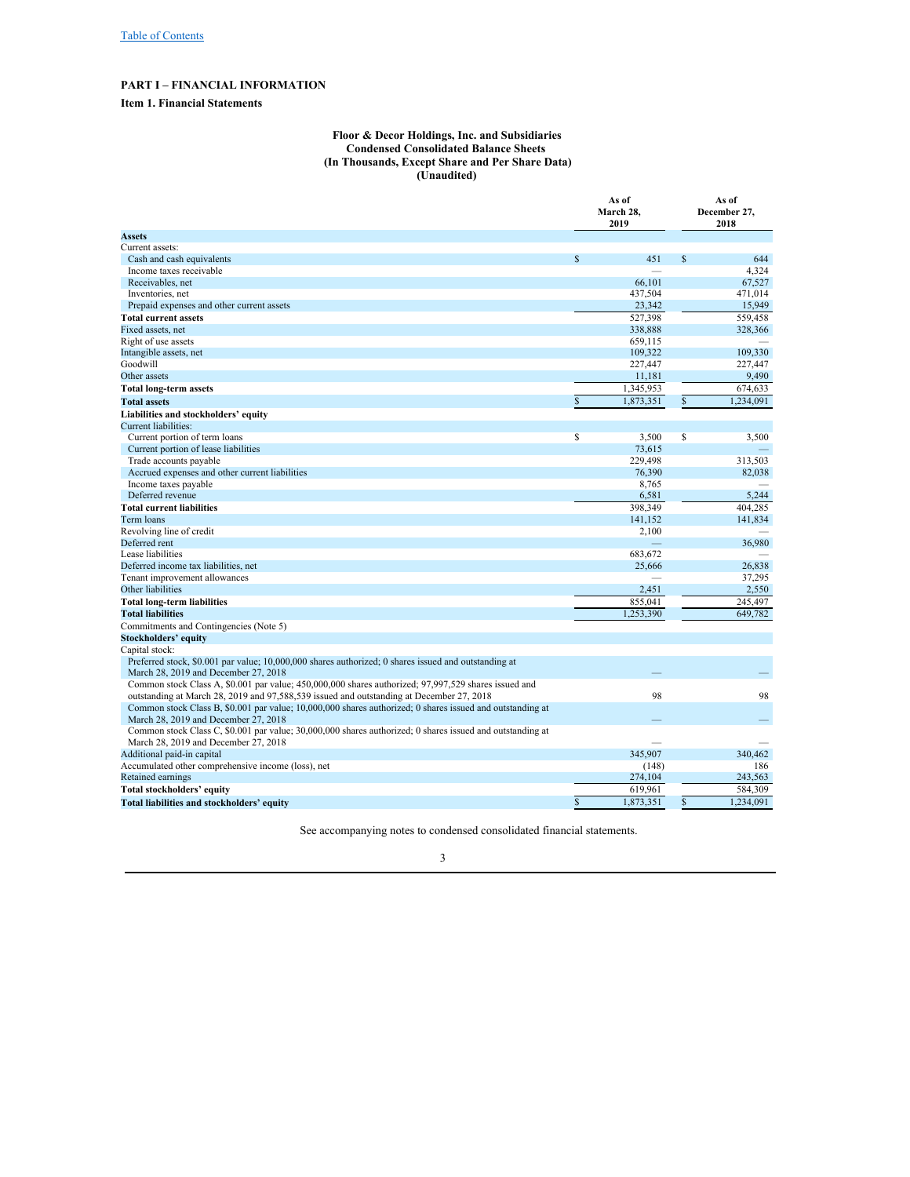# PART I – FINANCIAL INFORMATION

## Item 1. Financial Statements

**Floor & Decor Holdings, Inc. and Subsidiaries**
**Condensed Consolidated Balance Sheets**
**(In Thousands, Except Share and Per Share Data)**
**(Unaudited)**

| | As of March 28, 2019 | As of December 27, 2018 |
|---|---|---|
| **Assets** | | |
| Current assets: | | |
| Cash and cash equivalents | $ 451 | $ 644 |
| Income taxes receivable | — | 4,324 |
| Receivables, net | 66,101 | 67,527 |
| Inventories, net | 437,504 | 471,014 |
| Prepaid expenses and other current assets | 23,342 | 15,949 |
| **Total current assets** | 527,398 | 559,458 |
| Fixed assets, net | 338,888 | 328,366 |
| Right of use assets | 659,115 | — |
| Intangible assets, net | 109,322 | 109,330 |
| Goodwill | 227,447 | 227,447 |
| Other assets | 11,181 | 9,490 |
| **Total long-term assets** | 1,345,953 | 674,633 |
| **Total assets** | $ 1,873,351 | $ 1,234,091 |
| **Liabilities and stockholders' equity** | | |
| Current liabilities: | | |
| Current portion of term loans | $ 3,500 | $ 3,500 |
| Current portion of lease liabilities | 73,615 | — |
| Trade accounts payable | 229,498 | 313,503 |
| Accrued expenses and other current liabilities | 76,390 | 82,038 |
| Income taxes payable | 8,765 | — |
| Deferred revenue | 6,581 | 5,244 |
| **Total current liabilities** | 398,349 | 404,285 |
| Term loans | 141,152 | 141,834 |
| Revolving line of credit | 2,100 | — |
| Deferred rent | — | 36,980 |
| Lease liabilities | 683,672 | — |
| Deferred income tax liabilities, net | 25,666 | 26,838 |
| Tenant improvement allowances | — | 37,295 |
| Other liabilities | 2,451 | 2,550 |
| **Total long-term liabilities** | 855,041 | 245,497 |
| **Total liabilities** | 1,253,390 | 649,782 |
| Commitments and Contingencies (Note 5) | | |
| **Stockholders' equity** | | |
| Capital stock: | | |
| Preferred stock, $0.001 par value; 10,000,000 shares authorized; 0 shares issued and outstanding at March 28, 2019 and December 27, 2018 | — | — |
| Common stock Class A, $0.001 par value; 450,000,000 shares authorized; 97,997,529 shares issued and outstanding at March 28, 2019 and 97,588,539 issued and outstanding at December 27, 2018 | 98 | 98 |
| Common stock Class B, $0.001 par value; 10,000,000 shares authorized; 0 shares issued and outstanding at March 28, 2019 and December 27, 2018 | — | — |
| Common stock Class C, $0.001 par value; 30,000,000 shares authorized; 0 shares issued and outstanding at March 28, 2019 and December 27, 2018 | — | — |
| Additional paid-in capital | 345,907 | 340,462 |
| Accumulated other comprehensive income (loss), net | (148) | 186 |
| Retained earnings | 274,104 | 243,563 |
| **Total stockholders' equity** | 619,961 | 584,309 |
| **Total liabilities and stockholders' equity** | $ 1,873,351 | $ 1,234,091 |

See accompanying notes to condensed consolidated financial statements.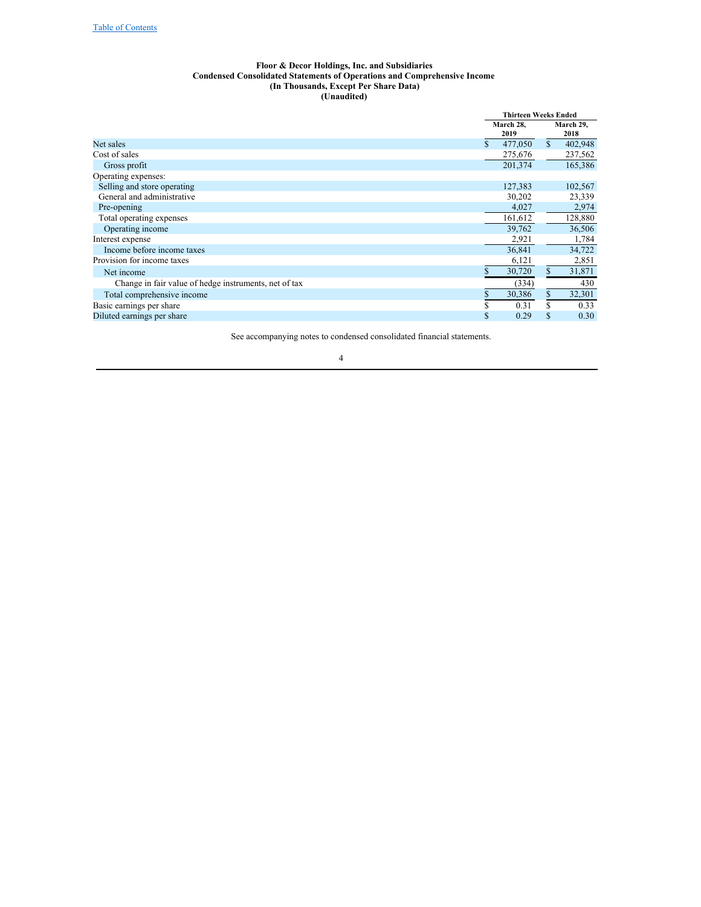Table of Contents

**Floor & Decor Holdings, Inc. and Subsidiaries**
**Condensed Consolidated Statements of Operations and Comprehensive Income**
**(In Thousands, Except Per Share Data)**
**(Unaudited)**

| | Thirteen Weeks Ended | |
|---|---|---|
| | March 28, 2019 | March 29, 2018 |
| Net sales | $ 477,050 | $ 402,948 |
| Cost of sales | 275,676 | 237,562 |
| Gross profit | 201,374 | 165,386 |
| Operating expenses: | | |
| Selling and store operating | 127,383 | 102,567 |
| General and administrative | 30,202 | 23,339 |
| Pre-opening | 4,027 | 2,974 |
| Total operating expenses | 161,612 | 128,880 |
| Operating income | 39,762 | 36,506 |
| Interest expense | 2,921 | 1,784 |
| Income before income taxes | 36,841 | 34,722 |
| Provision for income taxes | 6,121 | 2,851 |
| Net income | $ 30,720 | $ 31,871 |
| Change in fair value of hedge instruments, net of tax | (334) | 430 |
| Total comprehensive income | $ 30,386 | $ 32,301 |
| Basic earnings per share | $ 0.31 | $ 0.33 |
| Diluted earnings per share | $ 0.29 | $ 0.30 |

See accompanying notes to condensed consolidated financial statements.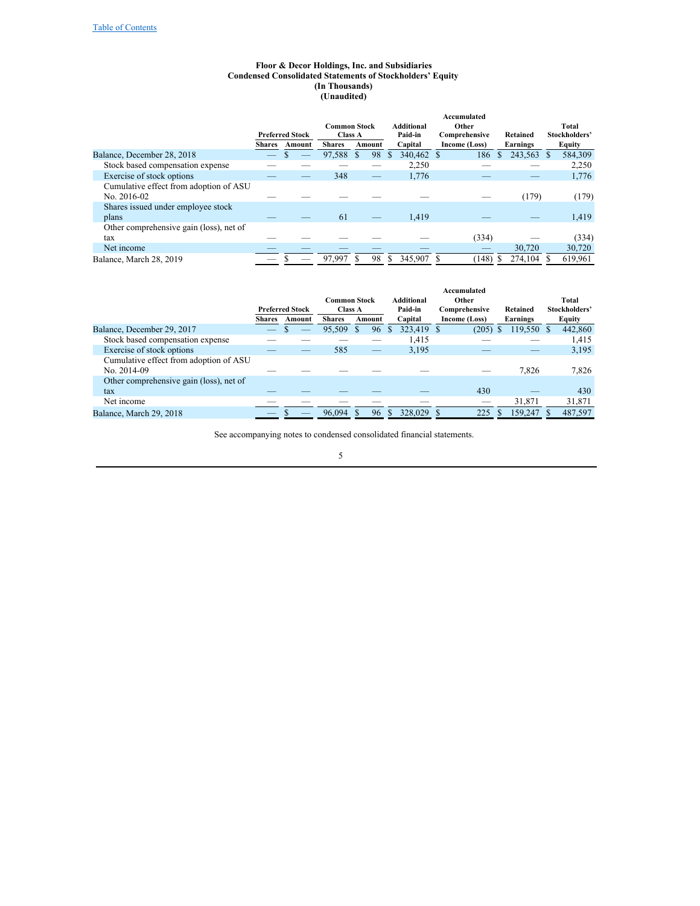[Table of Contents](#)

**Floor & Decor Holdings, Inc. and Subsidiaries**
**Condensed Consolidated Statements of Stockholders' Equity**
**(In Thousands)**
**(Unaudited)**

| | Preferred Stock | | Common Stock Class A | | Additional Paid-in | Accumulated Other Comprehensive | Retained | Total Stockholders' |
|---|---|---|---|---|---|---|---|---|
| | Shares | Amount | Shares | Amount | Capital | Income (Loss) | Earnings | Equity |
| Balance, December 28, 2018 | — | $ — | 97,588 | $ 98 | $ 340,462 | $ 186 | $ 243,563 | $ 584,309 |
| Stock based compensation expense | — | — | — | — | 2,250 | — | — | 2,250 |
| Exercise of stock options | — | — | 348 | — | 1,776 | — | — | 1,776 |
| Cumulative effect from adoption of ASU No. 2016-02 | — | — | — | — | — | — | (179) | (179) |
| Shares issued under employee stock plans | — | — | 61 | — | 1,419 | — | — | 1,419 |
| Other comprehensive gain (loss), net of tax | — | — | — | — | — | (334) | — | (334) |
| Net income | — | — | — | — | — | — | 30,720 | 30,720 |
| Balance, March 28, 2019 | — | $ — | 97,997 | $ 98 | $ 345,907 | $ (148) | $ 274,104 | $ 619,961 |

| | Preferred Stock | | Common Stock Class A | | Additional Paid-in | Accumulated Other Comprehensive | Retained | Total Stockholders' |
|---|---|---|---|---|---|---|---|---|
| | Shares | Amount | Shares | Amount | Capital | Income (Loss) | Earnings | Equity |
| Balance, December 29, 2017 | — | $ — | 95,509 | $ 96 | $ 323,419 | $ (205) | $ 119,550 | $ 442,860 |
| Stock based compensation expense | — | — | — | — | 1,415 | — | — | 1,415 |
| Exercise of stock options | — | — | 585 | — | 3,195 | — | — | 3,195 |
| Cumulative effect from adoption of ASU No. 2014-09 | — | — | — | — | — | — | 7,826 | 7,826 |
| Other comprehensive gain (loss), net of tax | — | — | — | — | — | 430 | — | 430 |
| Net income | — | — | — | — | — | — | 31,871 | 31,871 |
| Balance, March 29, 2018 | — | $ — | 96,094 | $ 96 | $ 328,029 | $ 225 | $ 159,247 | $ 487,597 |

See accompanying notes to condensed consolidated financial statements.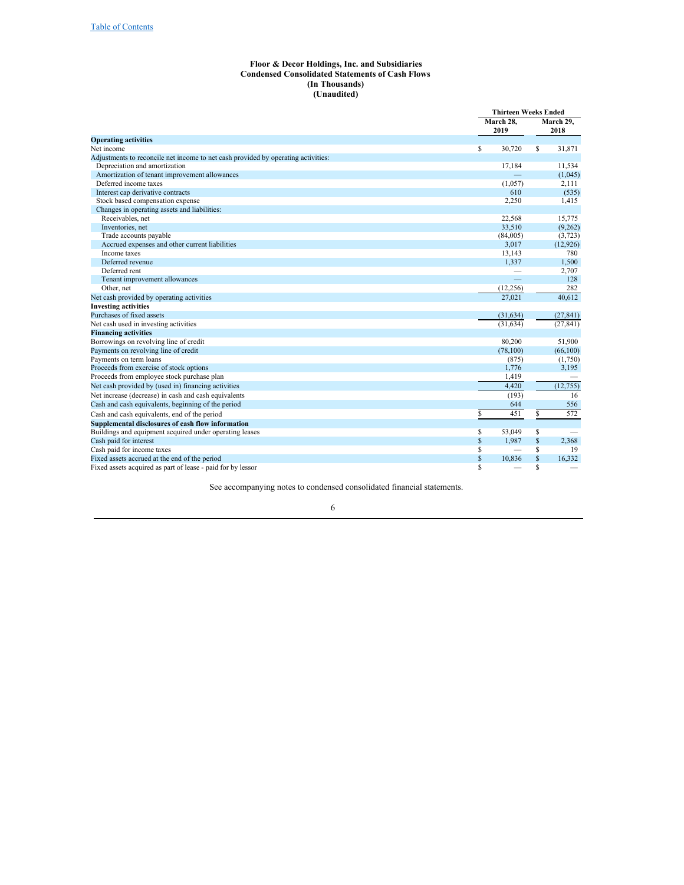**Floor & Decor Holdings, Inc. and Subsidiaries**
**Condensed Consolidated Statements of Cash Flows**
**(In Thousands)**
**(Unaudited)**

| | Thirteen Weeks Ended | |
|---|---|---|
| | March 28, 2019 | March 29, 2018 |
| **Operating activities** | | |
| Net income | $ 30,720 | $ 31,871 |
| Adjustments to reconcile net income to net cash provided by operating activities: | | |
| Depreciation and amortization | 17,184 | 11,534 |
| Amortization of tenant improvement allowances | — | (1,045) |
| Deferred income taxes | (1,057) | 2,111 |
| Interest cap derivative contracts | 610 | (535) |
| Stock based compensation expense | 2,250 | 1,415 |
| Changes in operating assets and liabilities: | | |
| Receivables, net | 22,568 | 15,775 |
| Inventories, net | 33,510 | (9,262) |
| Trade accounts payable | (84,005) | (3,723) |
| Accrued expenses and other current liabilities | 3,017 | (12,926) |
| Income taxes | 13,143 | 780 |
| Deferred revenue | 1,337 | 1,500 |
| Deferred rent | — | 2,707 |
| Tenant improvement allowances | — | 128 |
| Other, net | (12,256) | 282 |
| Net cash provided by operating activities | 27,021 | 40,612 |
| **Investing activities** | | |
| Purchases of fixed assets | (31,634) | (27,841) |
| Net cash used in investing activities | (31,634) | (27,841) |
| **Financing activities** | | |
| Borrowings on revolving line of credit | 80,200 | 51,900 |
| Payments on revolving line of credit | (78,100) | (66,100) |
| Payments on term loans | (875) | (1,750) |
| Proceeds from exercise of stock options | 1,776 | 3,195 |
| Proceeds from employee stock purchase plan | 1,419 | — |
| Net cash provided by (used in) financing activities | 4,420 | (12,755) |
| Net increase (decrease) in cash and cash equivalents | (193) | 16 |
| Cash and cash equivalents, beginning of the period | 644 | 556 |
| Cash and cash equivalents, end of the period | $ 451 | $ 572 |
| **Supplemental disclosures of cash flow information** | | |
| Buildings and equipment acquired under operating leases | $ 53,049 | $ — |
| Cash paid for interest | $ 1,987 | $ 2,368 |
| Cash paid for income taxes | $ — | $ 19 |
| Fixed assets accrued at the end of the period | $ 10,836 | $ 16,332 |
| Fixed assets acquired as part of lease - paid for by lessor | $ — | $ — |

See accompanying notes to condensed consolidated financial statements.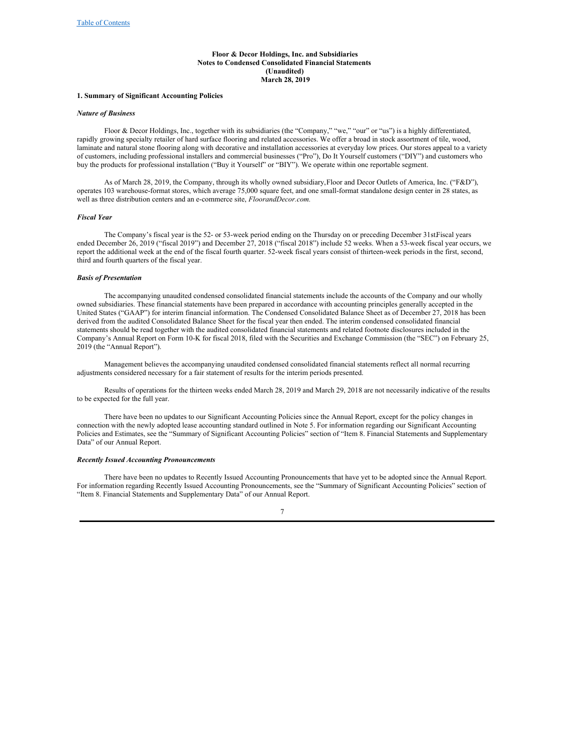**Floor & Decor Holdings, Inc. and Subsidiaries**
**Notes to Condensed Consolidated Financial Statements**
**(Unaudited)**
**March 28, 2019**

## 1. Summary of Significant Accounting Policies

### *Nature of Business*

Floor & Decor Holdings, Inc., together with its subsidiaries (the "Company," "we," "our" or "us") is a highly differentiated, rapidly growing specialty retailer of hard surface flooring and related accessories. We offer a broad in stock assortment of tile, wood, laminate and natural stone flooring along with decorative and installation accessories at everyday low prices. Our stores appeal to a variety of customers, including professional installers and commercial businesses ("Pro"), Do It Yourself customers ("DIY") and customers who buy the products for professional installation ("Buy it Yourself" or "BIY"). We operate within one reportable segment.

As of March 28, 2019, the Company, through its wholly owned subsidiary,Floor and Decor Outlets of America, Inc. ("F&D"), operates 103 warehouse-format stores, which average 75,000 square feet, and one small-format standalone design center in 28 states, as well as three distribution centers and an e-commerce site, *FloorandDecor.com.*

### *Fiscal Year*

The Company's fiscal year is the 52- or 53-week period ending on the Thursday on or preceding December 31stFiscal years ended December 26, 2019 ("fiscal 2019") and December 27, 2018 ("fiscal 2018") include 52 weeks. When a 53-week fiscal year occurs, we report the additional week at the end of the fiscal fourth quarter. 52-week fiscal years consist of thirteen-week periods in the first, second, third and fourth quarters of the fiscal year.

### *Basis of Presentation*

The accompanying unaudited condensed consolidated financial statements include the accounts of the Company and our wholly owned subsidiaries. These financial statements have been prepared in accordance with accounting principles generally accepted in the United States ("GAAP") for interim financial information. The Condensed Consolidated Balance Sheet as of December 27, 2018 has been derived from the audited Consolidated Balance Sheet for the fiscal year then ended. The interim condensed consolidated financial statements should be read together with the audited consolidated financial statements and related footnote disclosures included in the Company's Annual Report on Form 10-K for fiscal 2018, filed with the Securities and Exchange Commission (the "SEC") on February 25, 2019 (the "Annual Report").

Management believes the accompanying unaudited condensed consolidated financial statements reflect all normal recurring adjustments considered necessary for a fair statement of results for the interim periods presented.

Results of operations for the thirteen weeks ended March 28, 2019 and March 29, 2018 are not necessarily indicative of the results to be expected for the full year.

There have been no updates to our Significant Accounting Policies since the Annual Report, except for the policy changes in connection with the newly adopted lease accounting standard outlined in Note 5. For information regarding our Significant Accounting Policies and Estimates, see the "Summary of Significant Accounting Policies" section of "Item 8. Financial Statements and Supplementary Data" of our Annual Report.

### *Recently Issued Accounting Pronouncements*

There have been no updates to Recently Issued Accounting Pronouncements that have yet to be adopted since the Annual Report. For information regarding Recently Issued Accounting Pronouncements, see the "Summary of Significant Accounting Policies" section of "Item 8. Financial Statements and Supplementary Data" of our Annual Report.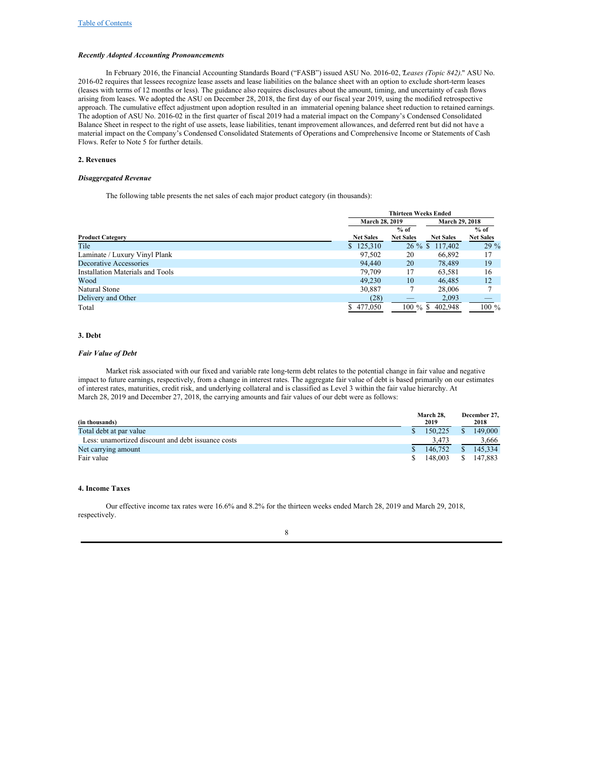### *Recently Adopted Accounting Pronouncements*

In February 2016, the Financial Accounting Standards Board ("FASB") issued ASU No. 2016-02, "*Leases (Topic 842).*" ASU No. 2016-02 requires that lessees recognize lease assets and lease liabilities on the balance sheet with an option to exclude short-term leases (leases with terms of 12 months or less). The guidance also requires disclosures about the amount, timing, and uncertainty of cash flows arising from leases. We adopted the ASU on December 28, 2018, the first day of our fiscal year 2019, using the modified retrospective approach. The cumulative effect adjustment upon adoption resulted in an immaterial opening balance sheet reduction to retained earnings. The adoption of ASU No. 2016-02 in the first quarter of fiscal 2019 had a material impact on the Company's Condensed Consolidated Balance Sheet in respect to the right of use assets, lease liabilities, tenant improvement allowances, and deferred rent but did not have a material impact on the Company's Condensed Consolidated Statements of Operations and Comprehensive Income or Statements of Cash Flows. Refer to Note 5 for further details.

## 2. Revenues

### *Disaggregated Revenue*

The following table presents the net sales of each major product category (in thousands):

| | Thirteen Weeks Ended | | | |
|---|---|---|---|---|
| | March 28, 2019 | | March 29, 2018 | |
| **Product Category** | **Net Sales** | **% of Net Sales** | **Net Sales** | **% of Net Sales** |
| Tile | $ 125,310 | 26 % | $ 117,402 | 29 % |
| Laminate / Luxury Vinyl Plank | 97,502 | 20 | 66,892 | 17 |
| Decorative Accessories | 94,440 | 20 | 78,489 | 19 |
| Installation Materials and Tools | 79,709 | 17 | 63,581 | 16 |
| Wood | 49,230 | 10 | 46,485 | 12 |
| Natural Stone | 30,887 | 7 | 28,006 | 7 |
| Delivery and Other | (28) | — | 2,093 | — |
| Total | $ 477,050 | 100 % | $ 402,948 | 100 % |

## 3. Debt

### *Fair Value of Debt*

Market risk associated with our fixed and variable rate long-term debt relates to the potential change in fair value and negative impact to future earnings, respectively, from a change in interest rates. The aggregate fair value of debt is based primarily on our estimates of interest rates, maturities, credit risk, and underlying collateral and is classified as Level 3 within the fair value hierarchy. At March 28, 2019 and December 27, 2018, the carrying amounts and fair values of our debt were as follows:

| (in thousands) | March 28, 2019 | December 27, 2018 |
|---|---|---|
| Total debt at par value | $ 150,225 | $ 149,000 |
| Less: unamortized discount and debt issuance costs | 3,473 | 3,666 |
| Net carrying amount | $ 146,752 | $ 145,334 |
| Fair value | $ 148,003 | $ 147,883 |

## 4. Income Taxes

Our effective income tax rates were 16.6% and 8.2% for the thirteen weeks ended March 28, 2019 and March 29, 2018, respectively.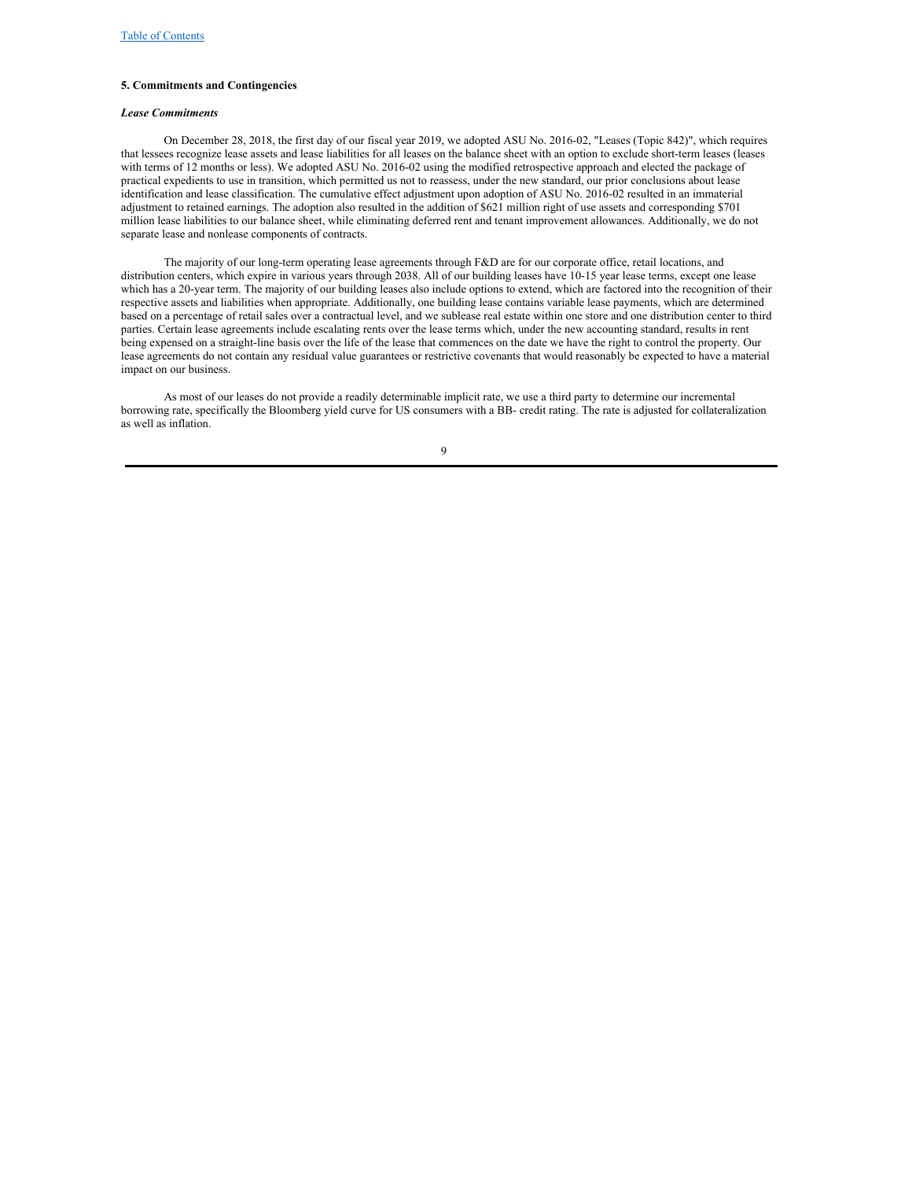**5. Commitments and Contingencies**

***Lease Commitments***

On December 28, 2018, the first day of our fiscal year 2019, we adopted ASU No. 2016-02, "Leases (Topic 842)", which requires that lessees recognize lease assets and lease liabilities for all leases on the balance sheet with an option to exclude short-term leases (leases with terms of 12 months or less). We adopted ASU No. 2016-02 using the modified retrospective approach and elected the package of practical expedients to use in transition, which permitted us not to reassess, under the new standard, our prior conclusions about lease identification and lease classification. The cumulative effect adjustment upon adoption of ASU No. 2016-02 resulted in an immaterial adjustment to retained earnings. The adoption also resulted in the addition of $621 million right of use assets and corresponding $701 million lease liabilities to our balance sheet, while eliminating deferred rent and tenant improvement allowances. Additionally, we do not separate lease and nonlease components of contracts.

The majority of our long-term operating lease agreements through F&D are for our corporate office, retail locations, and distribution centers, which expire in various years through 2038. All of our building leases have 10-15 year lease terms, except one lease which has a 20-year term. The majority of our building leases also include options to extend, which are factored into the recognition of their respective assets and liabilities when appropriate. Additionally, one building lease contains variable lease payments, which are determined based on a percentage of retail sales over a contractual level, and we sublease real estate within one store and one distribution center to third parties. Certain lease agreements include escalating rents over the lease terms which, under the new accounting standard, results in rent being expensed on a straight-line basis over the life of the lease that commences on the date we have the right to control the property. Our lease agreements do not contain any residual value guarantees or restrictive covenants that would reasonably be expected to have a material impact on our business.

As most of our leases do not provide a readily determinable implicit rate, we use a third party to determine our incremental borrowing rate, specifically the Bloomberg yield curve for US consumers with a BB- credit rating. The rate is adjusted for collateralization as well as inflation.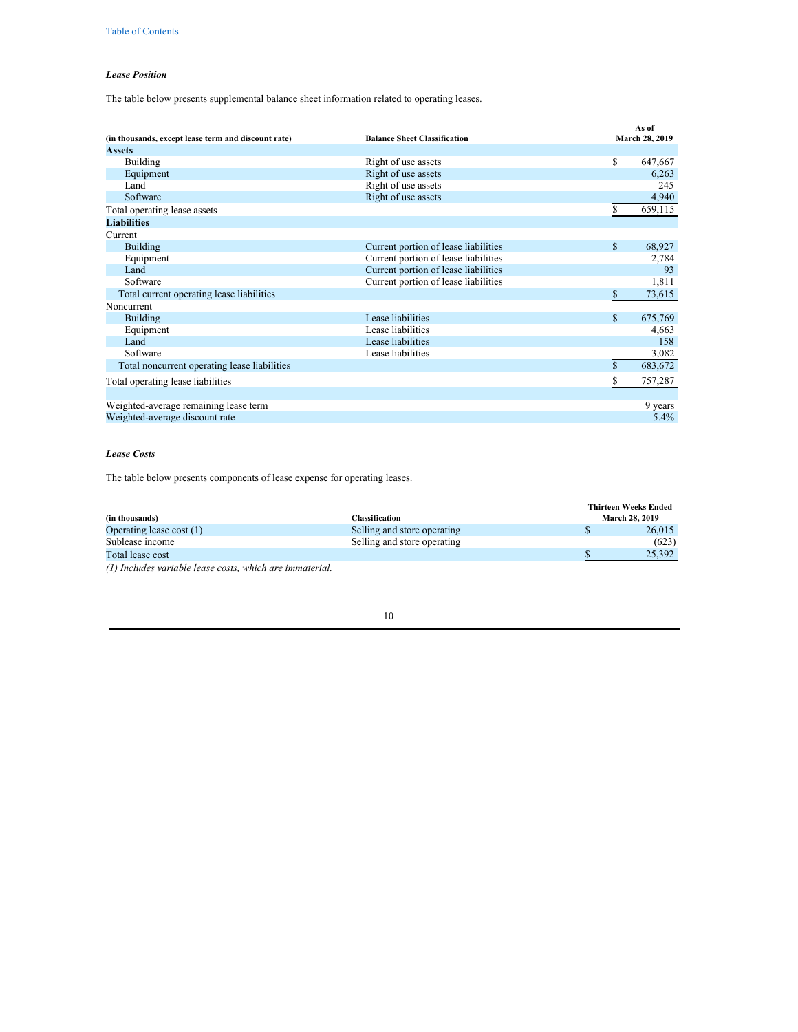### *Lease Position*

The table below presents supplemental balance sheet information related to operating leases.

| (in thousands, except lease term and discount rate) | Balance Sheet Classification | As of March 28, 2019 |
|---|---|---|
| **Assets** | | |
| Building | Right of use assets | $ 647,667 |
| Equipment | Right of use assets | 6,263 |
| Land | Right of use assets | 245 |
| Software | Right of use assets | 4,940 |
| Total operating lease assets | | $ 659,115 |
| **Liabilities** | | |
| Current | | |
| Building | Current portion of lease liabilities | $ 68,927 |
| Equipment | Current portion of lease liabilities | 2,784 |
| Land | Current portion of lease liabilities | 93 |
| Software | Current portion of lease liabilities | 1,811 |
| Total current operating lease liabilities | | $ 73,615 |
| Noncurrent | | |
| Building | Lease liabilities | $ 675,769 |
| Equipment | Lease liabilities | 4,663 |
| Land | Lease liabilities | 158 |
| Software | Lease liabilities | 3,082 |
| Total noncurrent operating lease liabilities | | $ 683,672 |
| Total operating lease liabilities | | $ 757,287 |
| | | |
| Weighted-average remaining lease term | | 9 years |
| Weighted-average discount rate | | 5.4% |

### *Lease Costs*

The table below presents components of lease expense for operating leases.

| (in thousands) | Classification | Thirteen Weeks Ended March 28, 2019 |
|---|---|---|
| Operating lease cost (1) | Selling and store operating | $ 26,015 |
| Sublease income | Selling and store operating | (623) |
| Total lease cost | | $ 25,392 |

*(1) Includes variable lease costs, which are immaterial.*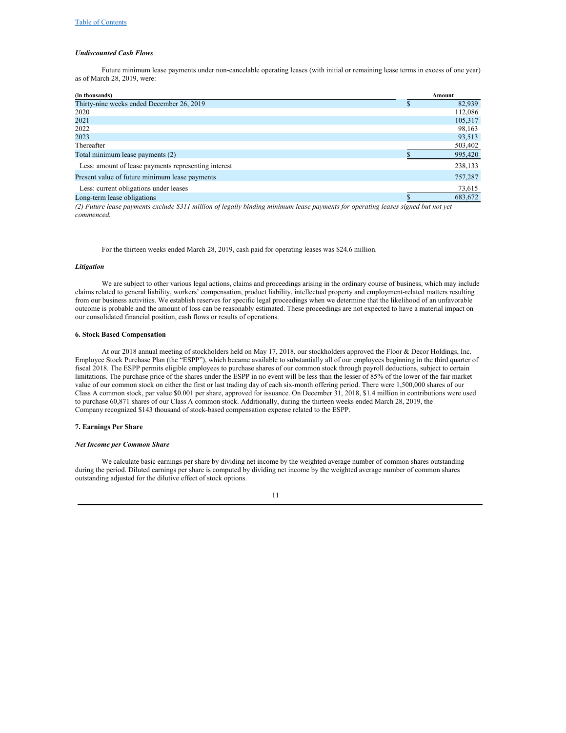[Table of Contents](#)

### *Undiscounted Cash Flows*

Future minimum lease payments under non-cancelable operating leases (with initial or remaining lease terms in excess of one year) as of March 28, 2019, were:

| (in thousands) | Amount |
|---|---|
| Thirty-nine weeks ended December 26, 2019 | $ 82,939 |
| 2020 | 112,086 |
| 2021 | 105,317 |
| 2022 | 98,163 |
| 2023 | 93,513 |
| Thereafter | 503,402 |
| Total minimum lease payments (2) | $ 995,420 |
| Less: amount of lease payments representing interest | 238,133 |
| Present value of future minimum lease payments | 757,287 |
| Less: current obligations under leases | 73,615 |
| Long-term lease obligations | $ 683,672 |

*(2) Future lease payments exclude $311 million of legally binding minimum lease payments for operating leases signed but not yet commenced.*

For the thirteen weeks ended March 28, 2019, cash paid for operating leases was $24.6 million.

### *Litigation*

We are subject to other various legal actions, claims and proceedings arising in the ordinary course of business, which may include claims related to general liability, workers' compensation, product liability, intellectual property and employment-related matters resulting from our business activities. We establish reserves for specific legal proceedings when we determine that the likelihood of an unfavorable outcome is probable and the amount of loss can be reasonably estimated. These proceedings are not expected to have a material impact on our consolidated financial position, cash flows or results of operations.

### 6. Stock Based Compensation

At our 2018 annual meeting of stockholders held on May 17, 2018, our stockholders approved the Floor & Decor Holdings, Inc. Employee Stock Purchase Plan (the "ESPP"), which became available to substantially all of our employees beginning in the third quarter of fiscal 2018. The ESPP permits eligible employees to purchase shares of our common stock through payroll deductions, subject to certain limitations. The purchase price of the shares under the ESPP in no event will be less than the lesser of 85% of the lower of the fair market value of our common stock on either the first or last trading day of each six-month offering period. There were 1,500,000 shares of our Class A common stock, par value $0.001 per share, approved for issuance. On December 31, 2018, $1.4 million in contributions were used to purchase 60,871 shares of our Class A common stock. Additionally, during the thirteen weeks ended March 28, 2019, the Company recognized $143 thousand of stock-based compensation expense related to the ESPP.

### 7. Earnings Per Share

### *Net Income per Common Share*

We calculate basic earnings per share by dividing net income by the weighted average number of common shares outstanding during the period. Diluted earnings per share is computed by dividing net income by the weighted average number of common shares outstanding adjusted for the dilutive effect of stock options.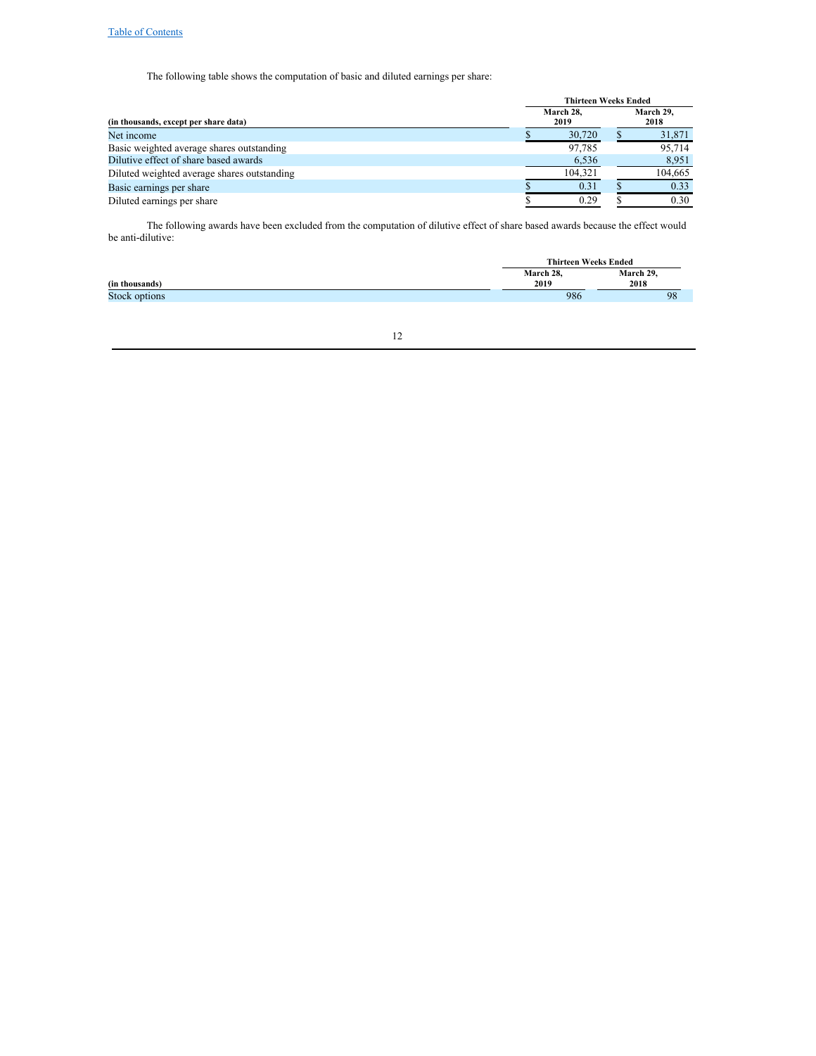The following table shows the computation of basic and diluted earnings per share:

| (in thousands, except per share data) | Thirteen Weeks Ended March 28, 2019 | Thirteen Weeks Ended March 29, 2018 |
|---|---|---|
| Net income | $ 30,720 | $ 31,871 |
| Basic weighted average shares outstanding | 97,785 | 95,714 |
| Dilutive effect of share based awards | 6,536 | 8,951 |
| Diluted weighted average shares outstanding | 104,321 | 104,665 |
| Basic earnings per share | $ 0.31 | $ 0.33 |
| Diluted earnings per share | $ 0.29 | $ 0.30 |

The following awards have been excluded from the computation of dilutive effect of share based awards because the effect would be anti-dilutive:

| (in thousands) | Thirteen Weeks Ended March 28, 2019 | Thirteen Weeks Ended March 29, 2018 |
|---|---|---|
| Stock options | 986 | 98 |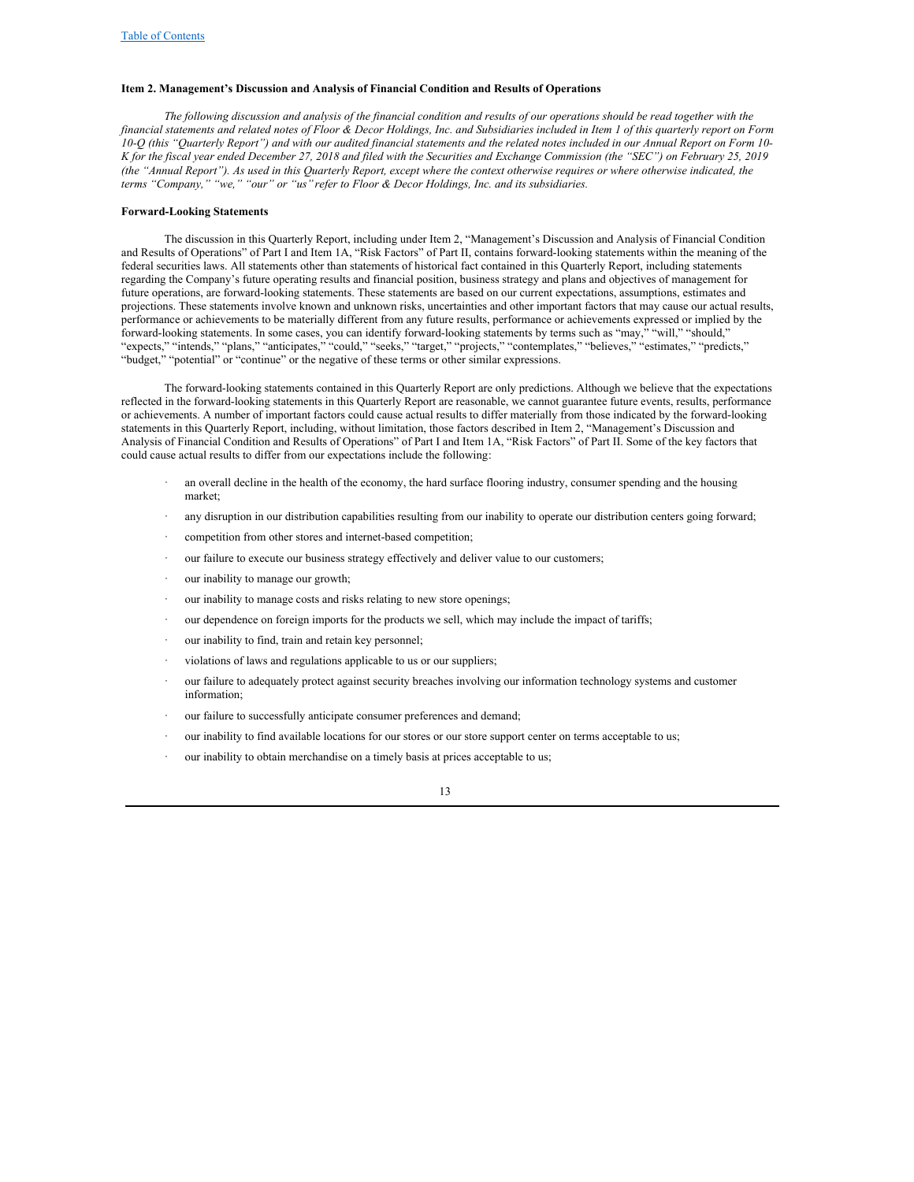**Item 2. Management's Discussion and Analysis of Financial Condition and Results of Operations**

*The following discussion and analysis of the financial condition and results of our operations should be read together with the financial statements and related notes of Floor & Decor Holdings, Inc. and Subsidiaries included in Item 1 of this quarterly report on Form 10-Q (this "Quarterly Report") and with our audited financial statements and the related notes included in our Annual Report on Form 10-K for the fiscal year ended December 27, 2018 and filed with the Securities and Exchange Commission (the "SEC") on February 25, 2019 (the "Annual Report"). As used in this Quarterly Report, except where the context otherwise requires or where otherwise indicated, the terms "Company," "we," "our" or "us" refer to Floor & Decor Holdings, Inc. and its subsidiaries.*

**Forward-Looking Statements**

The discussion in this Quarterly Report, including under Item 2, "Management's Discussion and Analysis of Financial Condition and Results of Operations" of Part I and Item 1A, "Risk Factors" of Part II, contains forward-looking statements within the meaning of the federal securities laws. All statements other than statements of historical fact contained in this Quarterly Report, including statements regarding the Company's future operating results and financial position, business strategy and plans and objectives of management for future operations, are forward-looking statements. These statements are based on our current expectations, assumptions, estimates and projections. These statements involve known and unknown risks, uncertainties and other important factors that may cause our actual results, performance or achievements to be materially different from any future results, performance or achievements expressed or implied by the forward-looking statements. In some cases, you can identify forward-looking statements by terms such as "may," "will," "should," "expects," "intends," "plans," "anticipates," "could," "seeks," "target," "projects," "contemplates," "believes," "estimates," "predicts," "budget," "potential" or "continue" or the negative of these terms or other similar expressions.

The forward-looking statements contained in this Quarterly Report are only predictions. Although we believe that the expectations reflected in the forward-looking statements in this Quarterly Report are reasonable, we cannot guarantee future events, results, performance or achievements. A number of important factors could cause actual results to differ materially from those indicated by the forward-looking statements in this Quarterly Report, including, without limitation, those factors described in Item 2, "Management's Discussion and Analysis of Financial Condition and Results of Operations" of Part I and Item 1A, "Risk Factors" of Part II. Some of the key factors that could cause actual results to differ from our expectations include the following:

- an overall decline in the health of the economy, the hard surface flooring industry, consumer spending and the housing market;
- any disruption in our distribution capabilities resulting from our inability to operate our distribution centers going forward;
- competition from other stores and internet-based competition;
- our failure to execute our business strategy effectively and deliver value to our customers;
- our inability to manage our growth;
- our inability to manage costs and risks relating to new store openings;
- our dependence on foreign imports for the products we sell, which may include the impact of tariffs;
- our inability to find, train and retain key personnel;
- violations of laws and regulations applicable to us or our suppliers;
- our failure to adequately protect against security breaches involving our information technology systems and customer information;
- our failure to successfully anticipate consumer preferences and demand;
- our inability to find available locations for our stores or our store support center on terms acceptable to us;
- our inability to obtain merchandise on a timely basis at prices acceptable to us;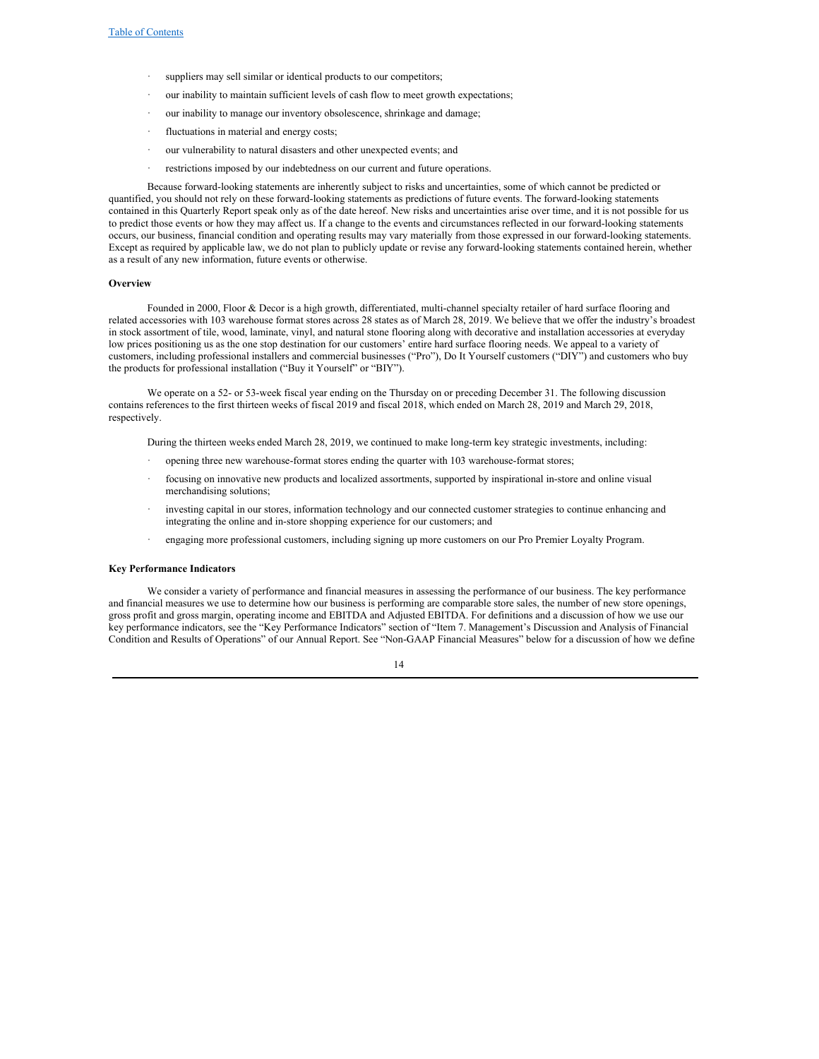- suppliers may sell similar or identical products to our competitors;
- our inability to maintain sufficient levels of cash flow to meet growth expectations;
- our inability to manage our inventory obsolescence, shrinkage and damage;
- fluctuations in material and energy costs;
- our vulnerability to natural disasters and other unexpected events; and
- restrictions imposed by our indebtedness on our current and future operations.

Because forward-looking statements are inherently subject to risks and uncertainties, some of which cannot be predicted or quantified, you should not rely on these forward-looking statements as predictions of future events. The forward-looking statements contained in this Quarterly Report speak only as of the date hereof. New risks and uncertainties arise over time, and it is not possible for us to predict those events or how they may affect us. If a change to the events and circumstances reflected in our forward-looking statements occurs, our business, financial condition and operating results may vary materially from those expressed in our forward-looking statements. Except as required by applicable law, we do not plan to publicly update or revise any forward-looking statements contained herein, whether as a result of any new information, future events or otherwise.

**Overview**

Founded in 2000, Floor & Decor is a high growth, differentiated, multi-channel specialty retailer of hard surface flooring and related accessories with 103 warehouse format stores across 28 states as of March 28, 2019. We believe that we offer the industry's broadest in stock assortment of tile, wood, laminate, vinyl, and natural stone flooring along with decorative and installation accessories at everyday low prices positioning us as the one stop destination for our customers' entire hard surface flooring needs. We appeal to a variety of customers, including professional installers and commercial businesses ("Pro"), Do It Yourself customers ("DIY") and customers who buy the products for professional installation ("Buy it Yourself" or "BIY").

We operate on a 52- or 53-week fiscal year ending on the Thursday on or preceding December 31. The following discussion contains references to the first thirteen weeks of fiscal 2019 and fiscal 2018, which ended on March 28, 2019 and March 29, 2018, respectively.

During the thirteen weeks ended March 28, 2019, we continued to make long-term key strategic investments, including:

- opening three new warehouse-format stores ending the quarter with 103 warehouse-format stores;
- focusing on innovative new products and localized assortments, supported by inspirational in-store and online visual merchandising solutions;
- investing capital in our stores, information technology and our connected customer strategies to continue enhancing and integrating the online and in-store shopping experience for our customers; and
- engaging more professional customers, including signing up more customers on our Pro Premier Loyalty Program.

**Key Performance Indicators**

We consider a variety of performance and financial measures in assessing the performance of our business. The key performance and financial measures we use to determine how our business is performing are comparable store sales, the number of new store openings, gross profit and gross margin, operating income and EBITDA and Adjusted EBITDA. For definitions and a discussion of how we use our key performance indicators, see the "Key Performance Indicators" section of "Item 7. Management's Discussion and Analysis of Financial Condition and Results of Operations" of our Annual Report. See "Non-GAAP Financial Measures" below for a discussion of how we define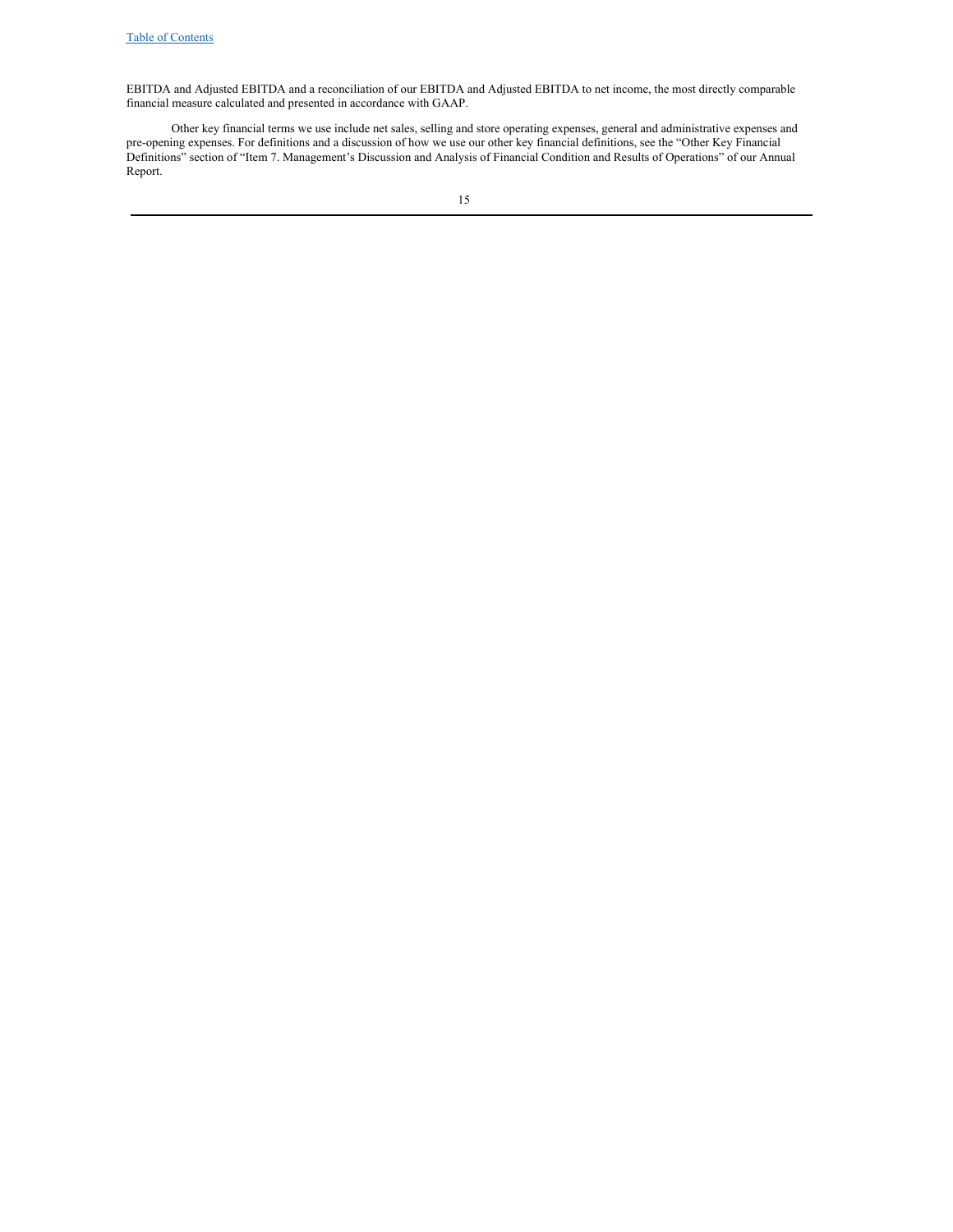EBITDA and Adjusted EBITDA and a reconciliation of our EBITDA and Adjusted EBITDA to net income, the most directly comparable financial measure calculated and presented in accordance with GAAP.

Other key financial terms we use include net sales, selling and store operating expenses, general and administrative expenses and pre-opening expenses. For definitions and a discussion of how we use our other key financial definitions, see the "Other Key Financial Definitions" section of "Item 7. Management's Discussion and Analysis of Financial Condition and Results of Operations" of our Annual Report.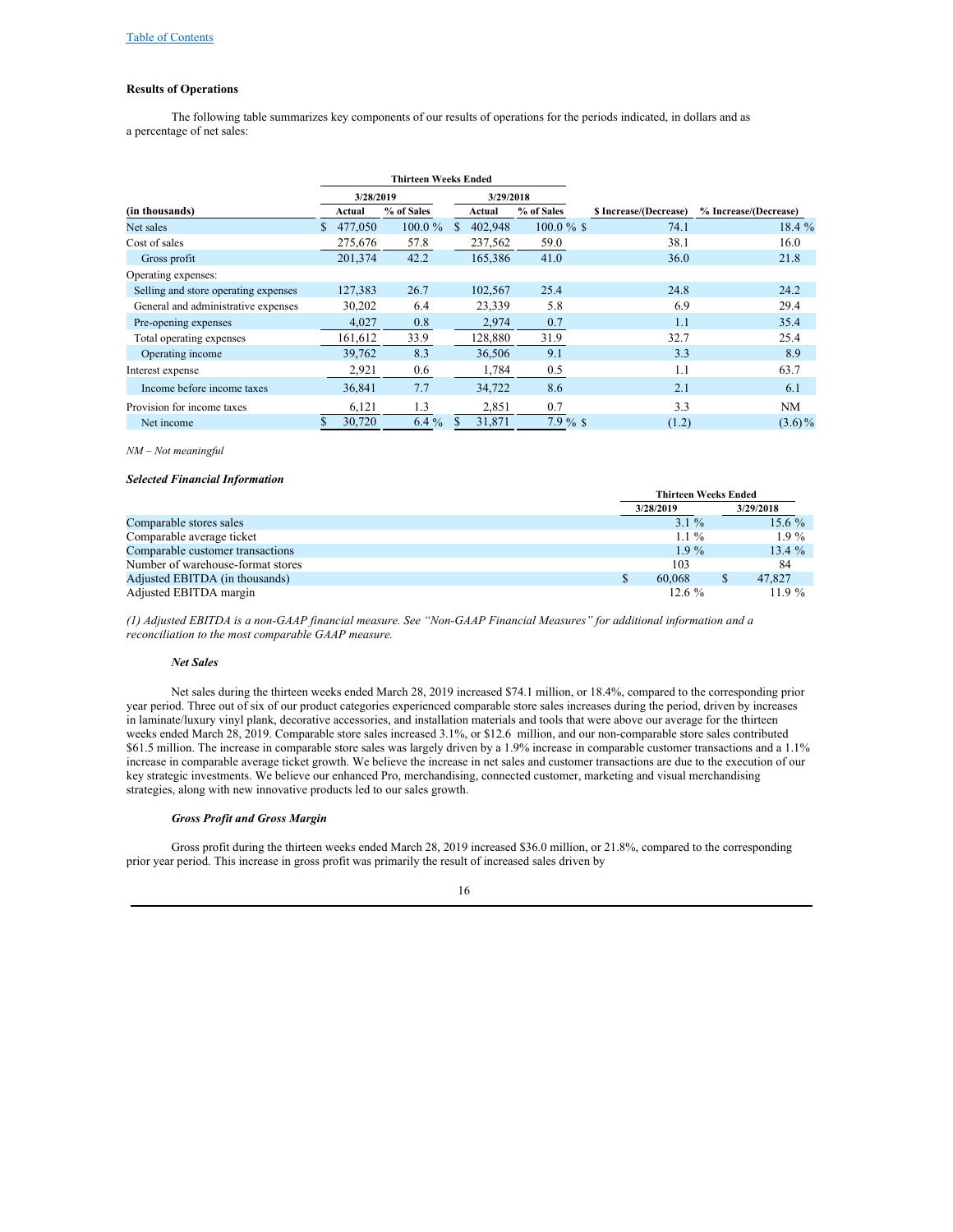[Table of Contents](#)

**Results of Operations**

The following table summarizes key components of our results of operations for the periods indicated, in dollars and as a percentage of net sales:

| | Thirteen Weeks Ended | | | | | |
|---|---|---|---|---|---|---|
| | 3/28/2019 | | 3/29/2018 | | | |
| (in thousands) | Actual | % of Sales | Actual | % of Sales | $ Increase/(Decrease) | % Increase/(Decrease) |
| Net sales | $ 477,050 | 100.0 % | $ 402,948 | 100.0 % | $ 74.1 | 18.4 % |
| Cost of sales | 275,676 | 57.8 | 237,562 | 59.0 | 38.1 | 16.0 |
| Gross profit | 201,374 | 42.2 | 165,386 | 41.0 | 36.0 | 21.8 |
| Operating expenses: | | | | | | |
| Selling and store operating expenses | 127,383 | 26.7 | 102,567 | 25.4 | 24.8 | 24.2 |
| General and administrative expenses | 30,202 | 6.4 | 23,339 | 5.8 | 6.9 | 29.4 |
| Pre-opening expenses | 4,027 | 0.8 | 2,974 | 0.7 | 1.1 | 35.4 |
| Total operating expenses | 161,612 | 33.9 | 128,880 | 31.9 | 32.7 | 25.4 |
| Operating income | 39,762 | 8.3 | 36,506 | 9.1 | 3.3 | 8.9 |
| Interest expense | 2,921 | 0.6 | 1,784 | 0.5 | 1.1 | 63.7 |
| Income before income taxes | 36,841 | 7.7 | 34,722 | 8.6 | 2.1 | 6.1 |
| Provision for income taxes | 6,121 | 1.3 | 2,851 | 0.7 | 3.3 | NM |
| Net income | $ 30,720 | 6.4 % | $ 31,871 | 7.9 % | $ (1.2) | (3.6) % |

*NM – Not meaningful*

***Selected Financial Information***

| | Thirteen Weeks Ended | |
|---|---|---|
| | 3/28/2019 | 3/29/2018 |
| Comparable stores sales | 3.1 % | 15.6 % |
| Comparable average ticket | 1.1 % | 1.9 % |
| Comparable customer transactions | 1.9 % | 13.4 % |
| Number of warehouse-format stores | 103 | 84 |
| Adjusted EBITDA (in thousands) | $ 60,068 | $ 47,827 |
| Adjusted EBITDA margin | 12.6 % | 11.9 % |

*(1) Adjusted EBITDA is a non-GAAP financial measure. See "Non-GAAP Financial Measures" for additional information and a reconciliation to the most comparable GAAP measure.*

***Net Sales***

Net sales during the thirteen weeks ended March 28, 2019 increased $74.1 million, or 18.4%, compared to the corresponding prior year period. Three out of six of our product categories experienced comparable store sales increases during the period, driven by increases in laminate/luxury vinyl plank, decorative accessories, and installation materials and tools that were above our average for the thirteen weeks ended March 28, 2019. Comparable store sales increased 3.1%, or $12.6 million, and our non-comparable store sales contributed $61.5 million. The increase in comparable store sales was largely driven by a 1.9% increase in comparable customer transactions and a 1.1% increase in comparable average ticket growth. We believe the increase in net sales and customer transactions are due to the execution of our key strategic investments. We believe our enhanced Pro, merchandising, connected customer, marketing and visual merchandising strategies, along with new innovative products led to our sales growth.

***Gross Profit and Gross Margin***

Gross profit during the thirteen weeks ended March 28, 2019 increased $36.0 million, or 21.8%, compared to the corresponding prior year period. This increase in gross profit was primarily the result of increased sales driven by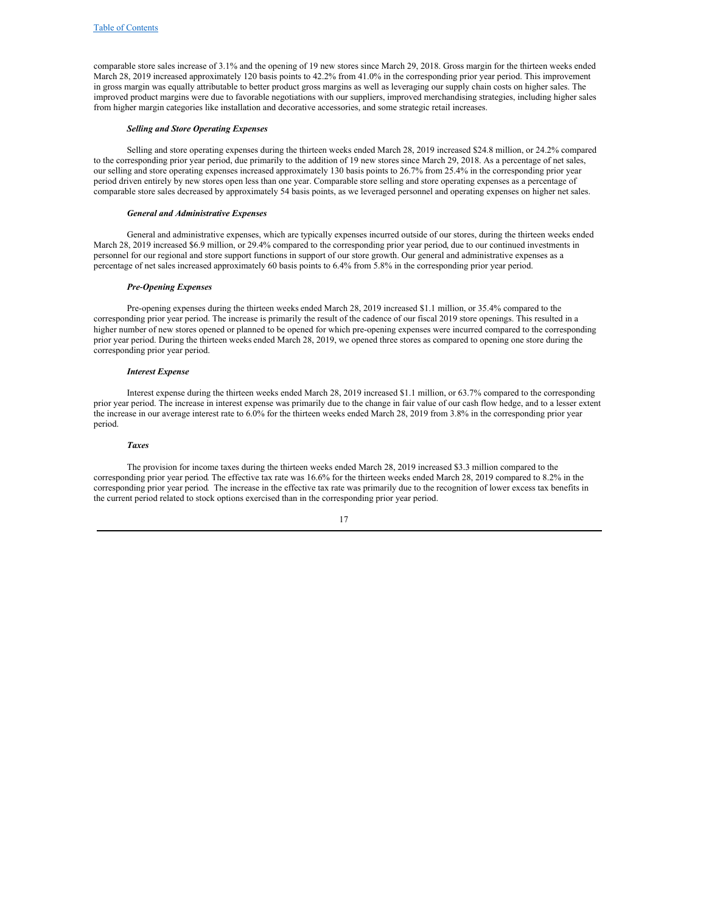comparable store sales increase of 3.1% and the opening of 19 new stores since March 29, 2018. Gross margin for the thirteen weeks ended March 28, 2019 increased approximately 120 basis points to 42.2% from 41.0% in the corresponding prior year period. This improvement in gross margin was equally attributable to better product gross margins as well as leveraging our supply chain costs on higher sales. The improved product margins were due to favorable negotiations with our suppliers, improved merchandising strategies, including higher sales from higher margin categories like installation and decorative accessories, and some strategic retail increases.

***Selling and Store Operating Expenses***

Selling and store operating expenses during the thirteen weeks ended March 28, 2019 increased $24.8 million, or 24.2% compared to the corresponding prior year period, due primarily to the addition of 19 new stores since March 29, 2018. As a percentage of net sales, our selling and store operating expenses increased approximately 130 basis points to 26.7% from 25.4% in the corresponding prior year period driven entirely by new stores open less than one year. Comparable store selling and store operating expenses as a percentage of comparable store sales decreased by approximately 54 basis points, as we leveraged personnel and operating expenses on higher net sales.

***General and Administrative Expenses***

General and administrative expenses, which are typically expenses incurred outside of our stores, during the thirteen weeks ended March 28, 2019 increased $6.9 million, or 29.4% compared to the corresponding prior year period, due to our continued investments in personnel for our regional and store support functions in support of our store growth. Our general and administrative expenses as a percentage of net sales increased approximately 60 basis points to 6.4% from 5.8% in the corresponding prior year period.

***Pre-Opening Expenses***

Pre-opening expenses during the thirteen weeks ended March 28, 2019 increased $1.1 million, or 35.4% compared to the corresponding prior year period. The increase is primarily the result of the cadence of our fiscal 2019 store openings. This resulted in a higher number of new stores opened or planned to be opened for which pre-opening expenses were incurred compared to the corresponding prior year period. During the thirteen weeks ended March 28, 2019, we opened three stores as compared to opening one store during the corresponding prior year period.

***Interest Expense***

Interest expense during the thirteen weeks ended March 28, 2019 increased $1.1 million, or 63.7% compared to the corresponding prior year period. The increase in interest expense was primarily due to the change in fair value of our cash flow hedge, and to a lesser extent the increase in our average interest rate to 6.0% for the thirteen weeks ended March 28, 2019 from 3.8% in the corresponding prior year period.

***Taxes***

The provision for income taxes during the thirteen weeks ended March 28, 2019 increased $3.3 million compared to the corresponding prior year period. The effective tax rate was 16.6% for the thirteen weeks ended March 28, 2019 compared to 8.2% in the corresponding prior year period. The increase in the effective tax rate was primarily due to the recognition of lower excess tax benefits in the current period related to stock options exercised than in the corresponding prior year period.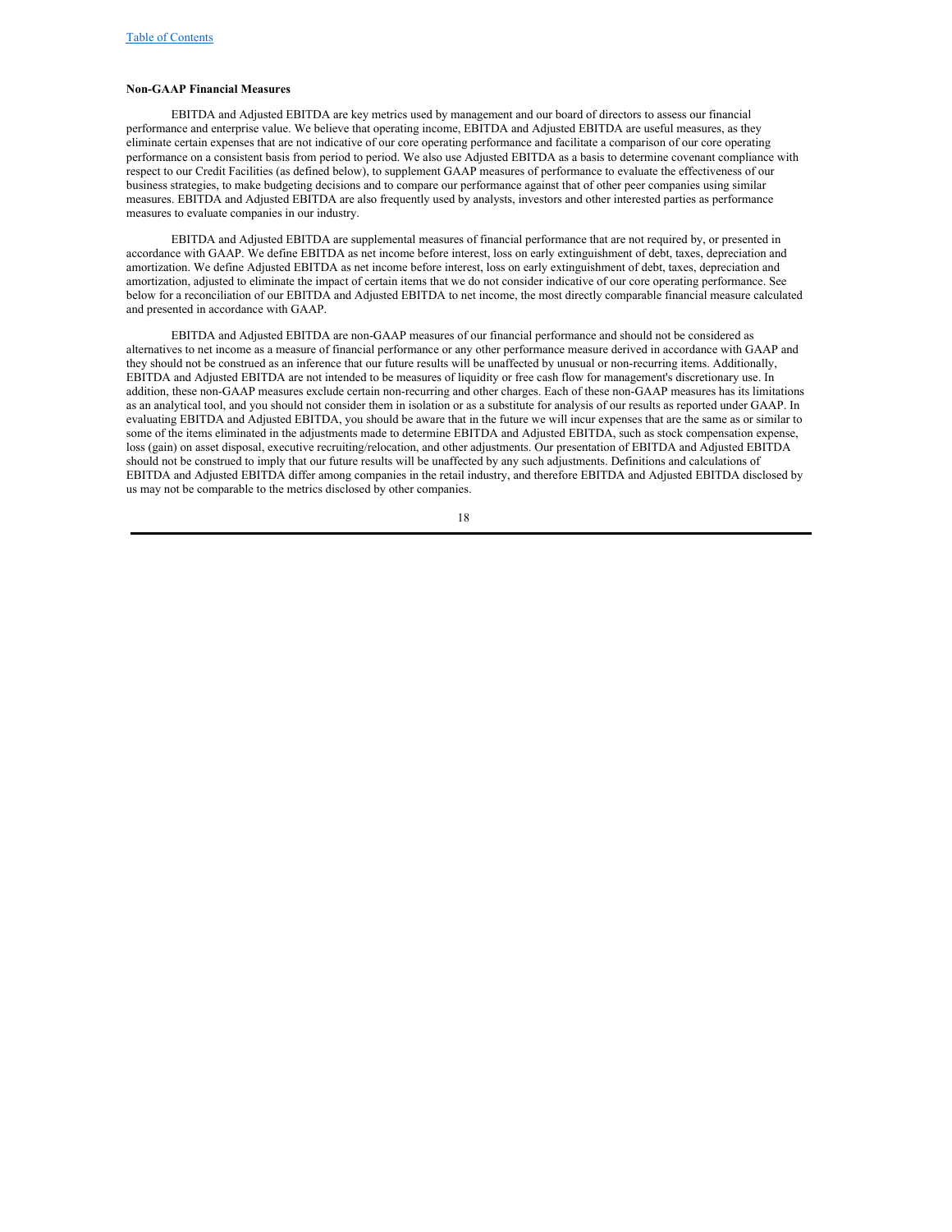**Non-GAAP Financial Measures**

EBITDA and Adjusted EBITDA are key metrics used by management and our board of directors to assess our financial performance and enterprise value. We believe that operating income, EBITDA and Adjusted EBITDA are useful measures, as they eliminate certain expenses that are not indicative of our core operating performance and facilitate a comparison of our core operating performance on a consistent basis from period to period. We also use Adjusted EBITDA as a basis to determine covenant compliance with respect to our Credit Facilities (as defined below), to supplement GAAP measures of performance to evaluate the effectiveness of our business strategies, to make budgeting decisions and to compare our performance against that of other peer companies using similar measures. EBITDA and Adjusted EBITDA are also frequently used by analysts, investors and other interested parties as performance measures to evaluate companies in our industry.

EBITDA and Adjusted EBITDA are supplemental measures of financial performance that are not required by, or presented in accordance with GAAP. We define EBITDA as net income before interest, loss on early extinguishment of debt, taxes, depreciation and amortization. We define Adjusted EBITDA as net income before interest, loss on early extinguishment of debt, taxes, depreciation and amortization, adjusted to eliminate the impact of certain items that we do not consider indicative of our core operating performance. See below for a reconciliation of our EBITDA and Adjusted EBITDA to net income, the most directly comparable financial measure calculated and presented in accordance with GAAP.

EBITDA and Adjusted EBITDA are non-GAAP measures of our financial performance and should not be considered as alternatives to net income as a measure of financial performance or any other performance measure derived in accordance with GAAP and they should not be construed as an inference that our future results will be unaffected by unusual or non-recurring items. Additionally, EBITDA and Adjusted EBITDA are not intended to be measures of liquidity or free cash flow for management's discretionary use. In addition, these non-GAAP measures exclude certain non-recurring and other charges. Each of these non-GAAP measures has its limitations as an analytical tool, and you should not consider them in isolation or as a substitute for analysis of our results as reported under GAAP. In evaluating EBITDA and Adjusted EBITDA, you should be aware that in the future we will incur expenses that are the same as or similar to some of the items eliminated in the adjustments made to determine EBITDA and Adjusted EBITDA, such as stock compensation expense, loss (gain) on asset disposal, executive recruiting/relocation, and other adjustments. Our presentation of EBITDA and Adjusted EBITDA should not be construed to imply that our future results will be unaffected by any such adjustments. Definitions and calculations of EBITDA and Adjusted EBITDA differ among companies in the retail industry, and therefore EBITDA and Adjusted EBITDA disclosed by us may not be comparable to the metrics disclosed by other companies.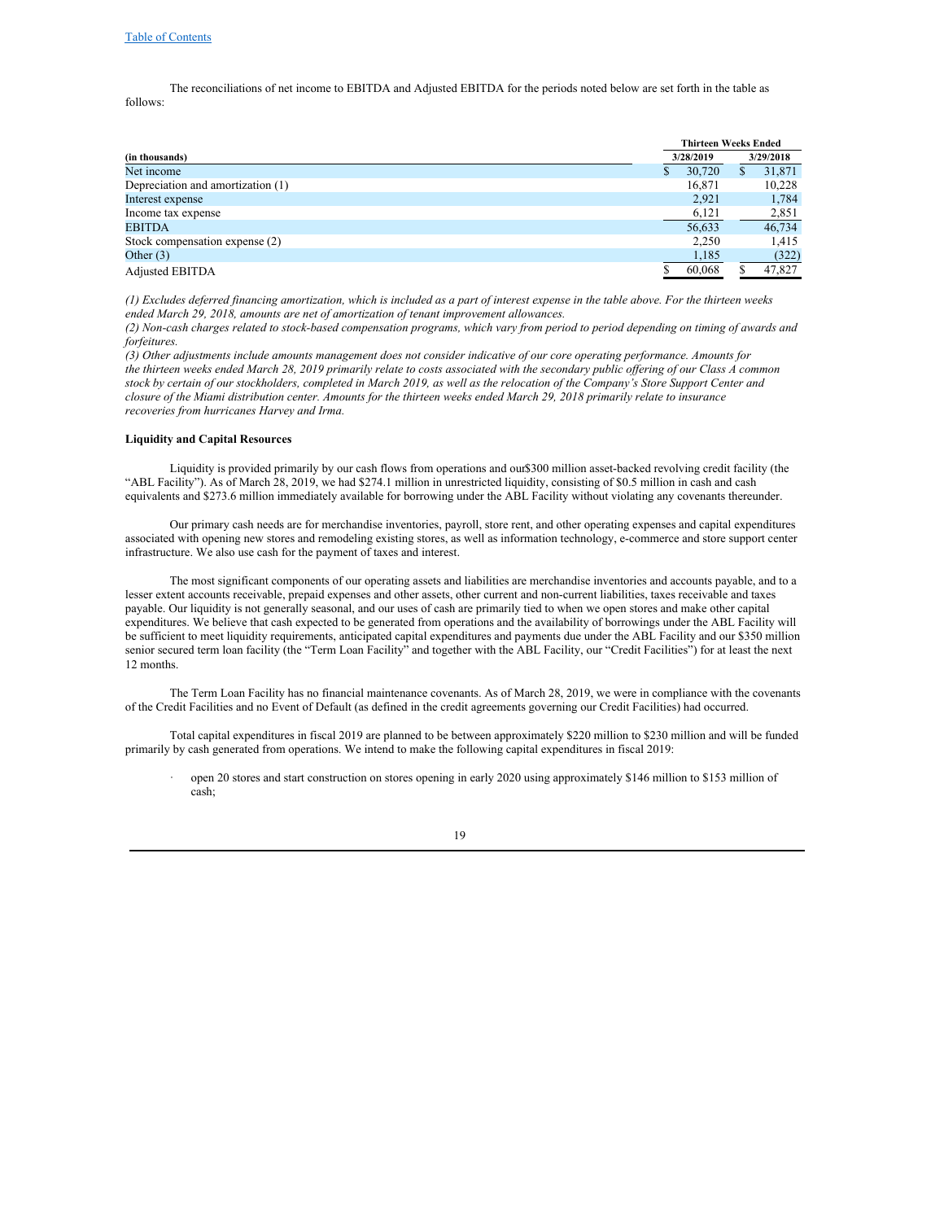The reconciliations of net income to EBITDA and Adjusted EBITDA for the periods noted below are set forth in the table as follows:

| (in thousands) | Thirteen Weeks Ended | |
|---|---|---|
| | 3/28/2019 | 3/29/2018 |
| Net income | $ 30,720 | $ 31,871 |
| Depreciation and amortization (1) | 16,871 | 10,228 |
| Interest expense | 2,921 | 1,784 |
| Income tax expense | 6,121 | 2,851 |
| EBITDA | 56,633 | 46,734 |
| Stock compensation expense (2) | 2,250 | 1,415 |
| Other (3) | 1,185 | (322) |
| Adjusted EBITDA | $ 60,068 | $ 47,827 |

*(1) Excludes deferred financing amortization, which is included as a part of interest expense in the table above. For the thirteen weeks ended March 29, 2018, amounts are net of amortization of tenant improvement allowances.*

*(2) Non-cash charges related to stock-based compensation programs, which vary from period to period depending on timing of awards and forfeitures.*

*(3) Other adjustments include amounts management does not consider indicative of our core operating performance. Amounts for the thirteen weeks ended March 28, 2019 primarily relate to costs associated with the secondary public offering of our Class A common stock by certain of our stockholders, completed in March 2019, as well as the relocation of the Company's Store Support Center and closure of the Miami distribution center. Amounts for the thirteen weeks ended March 29, 2018 primarily relate to insurance recoveries from hurricanes Harvey and Irma.*

**Liquidity and Capital Resources**

Liquidity is provided primarily by our cash flows from operations and our $300 million asset-backed revolving credit facility (the "ABL Facility"). As of March 28, 2019, we had $274.1 million in unrestricted liquidity, consisting of $0.5 million in cash and cash equivalents and $273.6 million immediately available for borrowing under the ABL Facility without violating any covenants thereunder.

Our primary cash needs are for merchandise inventories, payroll, store rent, and other operating expenses and capital expenditures associated with opening new stores and remodeling existing stores, as well as information technology, e-commerce and store support center infrastructure. We also use cash for the payment of taxes and interest.

The most significant components of our operating assets and liabilities are merchandise inventories and accounts payable, and to a lesser extent accounts receivable, prepaid expenses and other assets, other current and non-current liabilities, taxes receivable and taxes payable. Our liquidity is not generally seasonal, and our uses of cash are primarily tied to when we open stores and make other capital expenditures. We believe that cash expected to be generated from operations and the availability of borrowings under the ABL Facility will be sufficient to meet liquidity requirements, anticipated capital expenditures and payments due under the ABL Facility and our $350 million senior secured term loan facility (the "Term Loan Facility" and together with the ABL Facility, our "Credit Facilities") for at least the next 12 months.

The Term Loan Facility has no financial maintenance covenants. As of March 28, 2019, we were in compliance with the covenants of the Credit Facilities and no Event of Default (as defined in the credit agreements governing our Credit Facilities) had occurred.

Total capital expenditures in fiscal 2019 are planned to be between approximately $220 million to $230 million and will be funded primarily by cash generated from operations. We intend to make the following capital expenditures in fiscal 2019:

- open 20 stores and start construction on stores opening in early 2020 using approximately $146 million to $153 million of cash;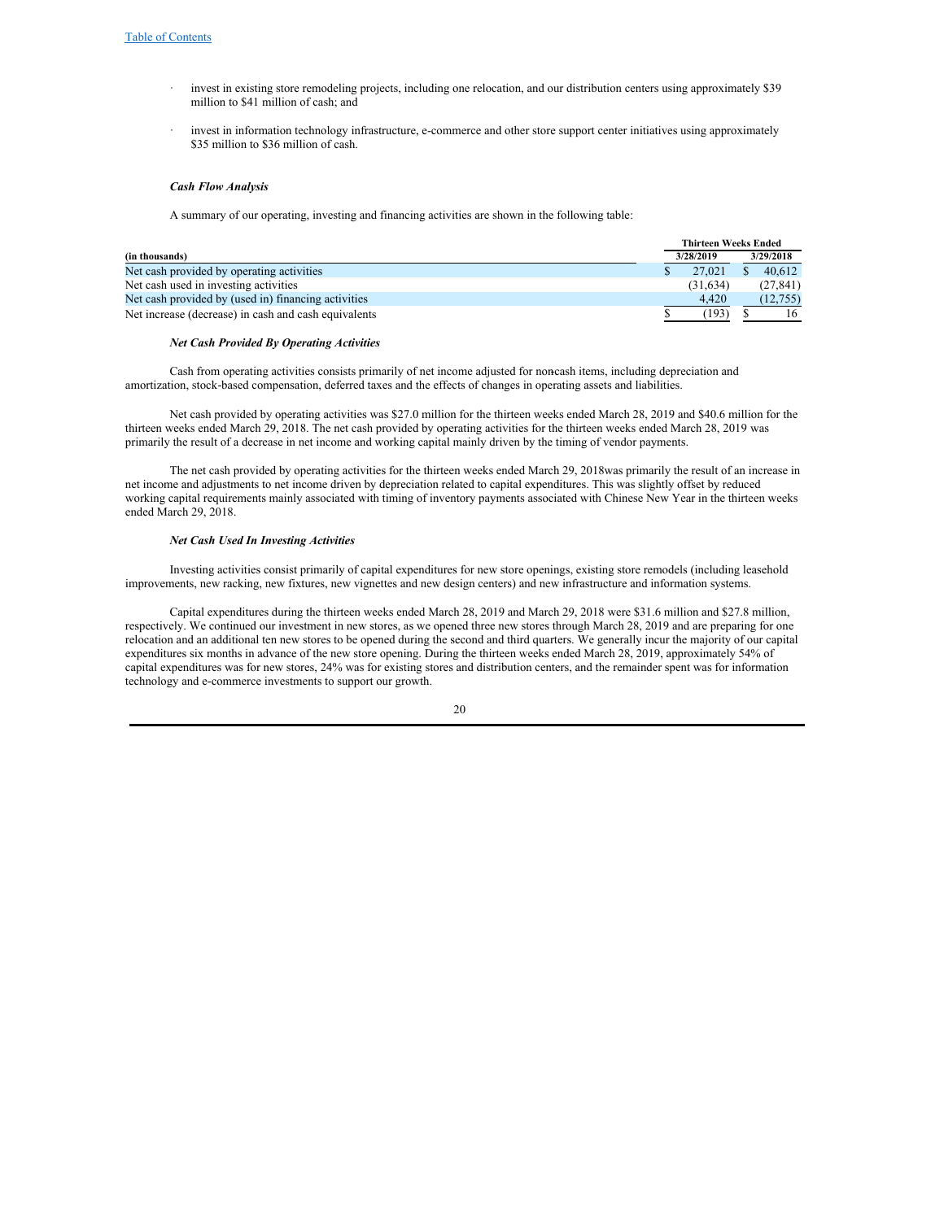- invest in existing store remodeling projects, including one relocation, and our distribution centers using approximately $39 million to $41 million of cash; and
- invest in information technology infrastructure, e-commerce and other store support center initiatives using approximately $35 million to $36 million of cash.

***Cash Flow Analysis***

A summary of our operating, investing and financing activities are shown in the following table:

| (in thousands) | Thirteen Weeks Ended 3/28/2019 | Thirteen Weeks Ended 3/29/2018 |
|---|---|---|
| Net cash provided by operating activities | $ 27,021 | $ 40,612 |
| Net cash used in investing activities | (31,634) | (27,841) |
| Net cash provided by (used in) financing activities | 4,420 | (12,755) |
| Net increase (decrease) in cash and cash equivalents | $ (193) | $ 16 |

***Net Cash Provided By Operating Activities***

Cash from operating activities consists primarily of net income adjusted for non-cash items, including depreciation and amortization, stock-based compensation, deferred taxes and the effects of changes in operating assets and liabilities.

Net cash provided by operating activities was $27.0 million for the thirteen weeks ended March 28, 2019 and $40.6 million for the thirteen weeks ended March 29, 2018. The net cash provided by operating activities for the thirteen weeks ended March 28, 2019 was primarily the result of a decrease in net income and working capital mainly driven by the timing of vendor payments.

The net cash provided by operating activities for the thirteen weeks ended March 29, 2018was primarily the result of an increase in net income and adjustments to net income driven by depreciation related to capital expenditures. This was slightly offset by reduced working capital requirements mainly associated with timing of inventory payments associated with Chinese New Year in the thirteen weeks ended March 29, 2018.

***Net Cash Used In Investing Activities***

Investing activities consist primarily of capital expenditures for new store openings, existing store remodels (including leasehold improvements, new racking, new fixtures, new vignettes and new design centers) and new infrastructure and information systems.

Capital expenditures during the thirteen weeks ended March 28, 2019 and March 29, 2018 were $31.6 million and $27.8 million, respectively. We continued our investment in new stores, as we opened three new stores through March 28, 2019 and are preparing for one relocation and an additional ten new stores to be opened during the second and third quarters. We generally incur the majority of our capital expenditures six months in advance of the new store opening. During the thirteen weeks ended March 28, 2019, approximately 54% of capital expenditures was for new stores, 24% was for existing stores and distribution centers, and the remainder spent was for information technology and e-commerce investments to support our growth.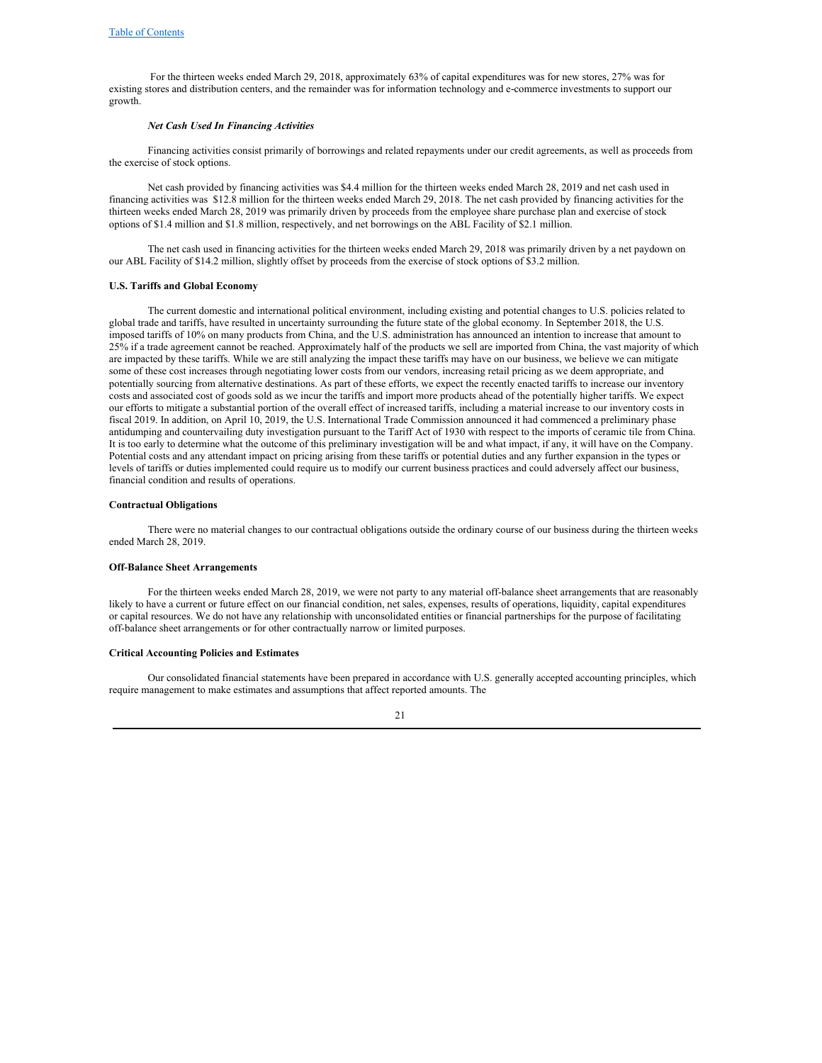For the thirteen weeks ended March 29, 2018, approximately 63% of capital expenditures was for new stores, 27% was for existing stores and distribution centers, and the remainder was for information technology and e-commerce investments to support our growth.

***Net Cash Used In Financing Activities***

Financing activities consist primarily of borrowings and related repayments under our credit agreements, as well as proceeds from the exercise of stock options.

Net cash provided by financing activities was $4.4 million for the thirteen weeks ended March 28, 2019 and net cash used in financing activities was $12.8 million for the thirteen weeks ended March 29, 2018. The net cash provided by financing activities for the thirteen weeks ended March 28, 2019 was primarily driven by proceeds from the employee share purchase plan and exercise of stock options of $1.4 million and $1.8 million, respectively, and net borrowings on the ABL Facility of $2.1 million.

The net cash used in financing activities for the thirteen weeks ended March 29, 2018 was primarily driven by a net paydown on our ABL Facility of $14.2 million, slightly offset by proceeds from the exercise of stock options of $3.2 million.

**U.S. Tariffs and Global Economy**

The current domestic and international political environment, including existing and potential changes to U.S. policies related to global trade and tariffs, have resulted in uncertainty surrounding the future state of the global economy. In September 2018, the U.S. imposed tariffs of 10% on many products from China, and the U.S. administration has announced an intention to increase that amount to 25% if a trade agreement cannot be reached. Approximately half of the products we sell are imported from China, the vast majority of which are impacted by these tariffs. While we are still analyzing the impact these tariffs may have on our business, we believe we can mitigate some of these cost increases through negotiating lower costs from our vendors, increasing retail pricing as we deem appropriate, and potentially sourcing from alternative destinations. As part of these efforts, we expect the recently enacted tariffs to increase our inventory costs and associated cost of goods sold as we incur the tariffs and import more products ahead of the potentially higher tariffs. We expect our efforts to mitigate a substantial portion of the overall effect of increased tariffs, including a material increase to our inventory costs in fiscal 2019. In addition, on April 10, 2019, the U.S. International Trade Commission announced it had commenced a preliminary phase antidumping and countervailing duty investigation pursuant to the Tariff Act of 1930 with respect to the imports of ceramic tile from China. It is too early to determine what the outcome of this preliminary investigation will be and what impact, if any, it will have on the Company. Potential costs and any attendant impact on pricing arising from these tariffs or potential duties and any further expansion in the types or levels of tariffs or duties implemented could require us to modify our current business practices and could adversely affect our business, financial condition and results of operations.

**Contractual Obligations**

There were no material changes to our contractual obligations outside the ordinary course of our business during the thirteen weeks ended March 28, 2019.

**Off-Balance Sheet Arrangements**

For the thirteen weeks ended March 28, 2019, we were not party to any material off-balance sheet arrangements that are reasonably likely to have a current or future effect on our financial condition, net sales, expenses, results of operations, liquidity, capital expenditures or capital resources. We do not have any relationship with unconsolidated entities or financial partnerships for the purpose of facilitating off-balance sheet arrangements or for other contractually narrow or limited purposes.

**Critical Accounting Policies and Estimates**

Our consolidated financial statements have been prepared in accordance with U.S. generally accepted accounting principles, which require management to make estimates and assumptions that affect reported amounts. The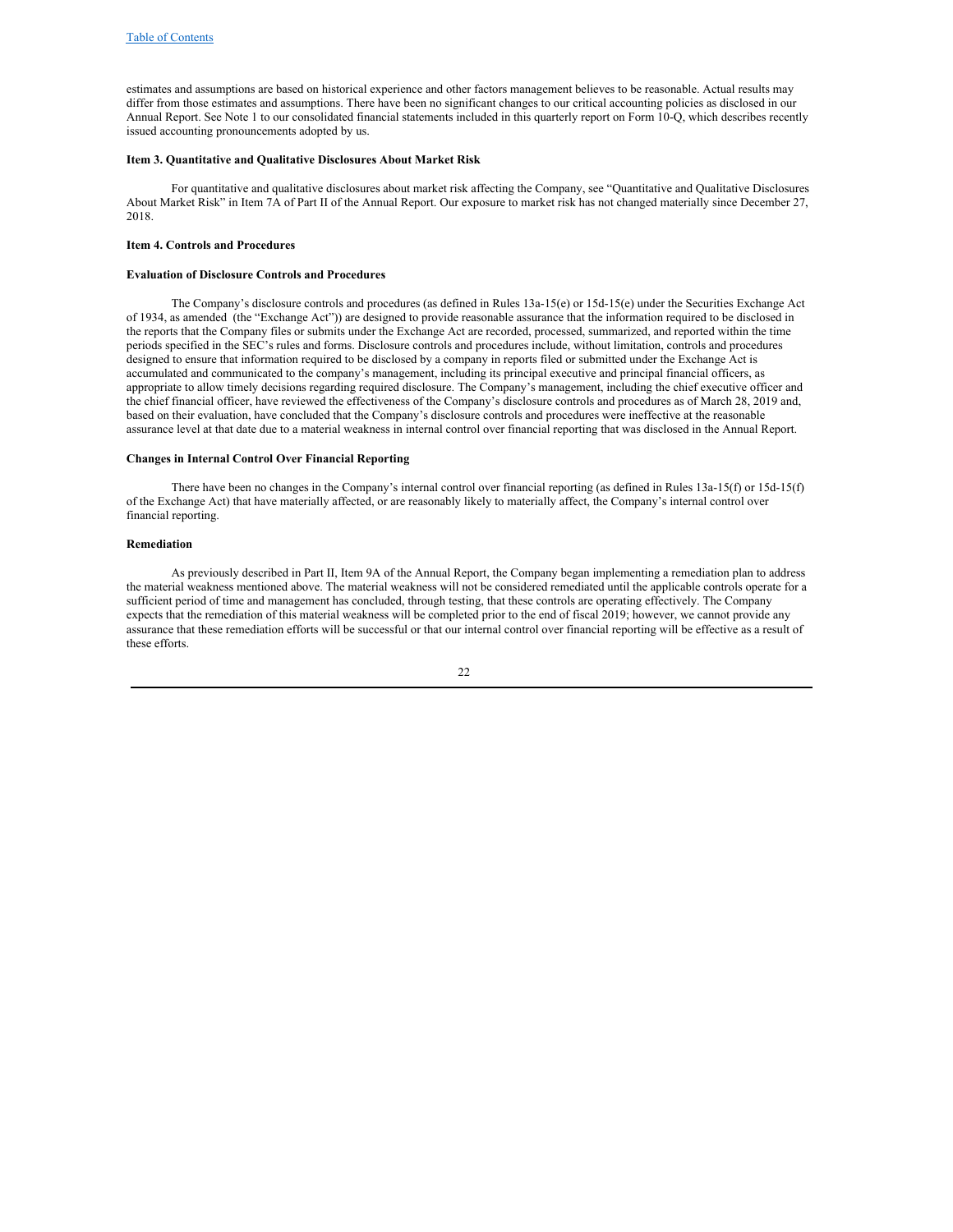estimates and assumptions are based on historical experience and other factors management believes to be reasonable. Actual results may differ from those estimates and assumptions. There have been no significant changes to our critical accounting policies as disclosed in our Annual Report. See Note 1 to our consolidated financial statements included in this quarterly report on Form 10-Q, which describes recently issued accounting pronouncements adopted by us.

### Item 3. Quantitative and Qualitative Disclosures About Market Risk

For quantitative and qualitative disclosures about market risk affecting the Company, see "Quantitative and Qualitative Disclosures About Market Risk" in Item 7A of Part II of the Annual Report. Our exposure to market risk has not changed materially since December 27, 2018.

### Item 4. Controls and Procedures

#### Evaluation of Disclosure Controls and Procedures

The Company's disclosure controls and procedures (as defined in Rules 13a-15(e) or 15d-15(e) under the Securities Exchange Act of 1934, as amended (the "Exchange Act")) are designed to provide reasonable assurance that the information required to be disclosed in the reports that the Company files or submits under the Exchange Act are recorded, processed, summarized, and reported within the time periods specified in the SEC's rules and forms. Disclosure controls and procedures include, without limitation, controls and procedures designed to ensure that information required to be disclosed by a company in reports filed or submitted under the Exchange Act is accumulated and communicated to the company's management, including its principal executive and principal financial officers, as appropriate to allow timely decisions regarding required disclosure. The Company's management, including the chief executive officer and the chief financial officer, have reviewed the effectiveness of the Company's disclosure controls and procedures as of March 28, 2019 and, based on their evaluation, have concluded that the Company's disclosure controls and procedures were ineffective at the reasonable assurance level at that date due to a material weakness in internal control over financial reporting that was disclosed in the Annual Report.

#### Changes in Internal Control Over Financial Reporting

There have been no changes in the Company's internal control over financial reporting (as defined in Rules 13a-15(f) or 15d-15(f) of the Exchange Act) that have materially affected, or are reasonably likely to materially affect, the Company's internal control over financial reporting.

#### Remediation

As previously described in Part II, Item 9A of the Annual Report, the Company began implementing a remediation plan to address the material weakness mentioned above. The material weakness will not be considered remediated until the applicable controls operate for a sufficient period of time and management has concluded, through testing, that these controls are operating effectively. The Company expects that the remediation of this material weakness will be completed prior to the end of fiscal 2019; however, we cannot provide any assurance that these remediation efforts will be successful or that our internal control over financial reporting will be effective as a result of these efforts.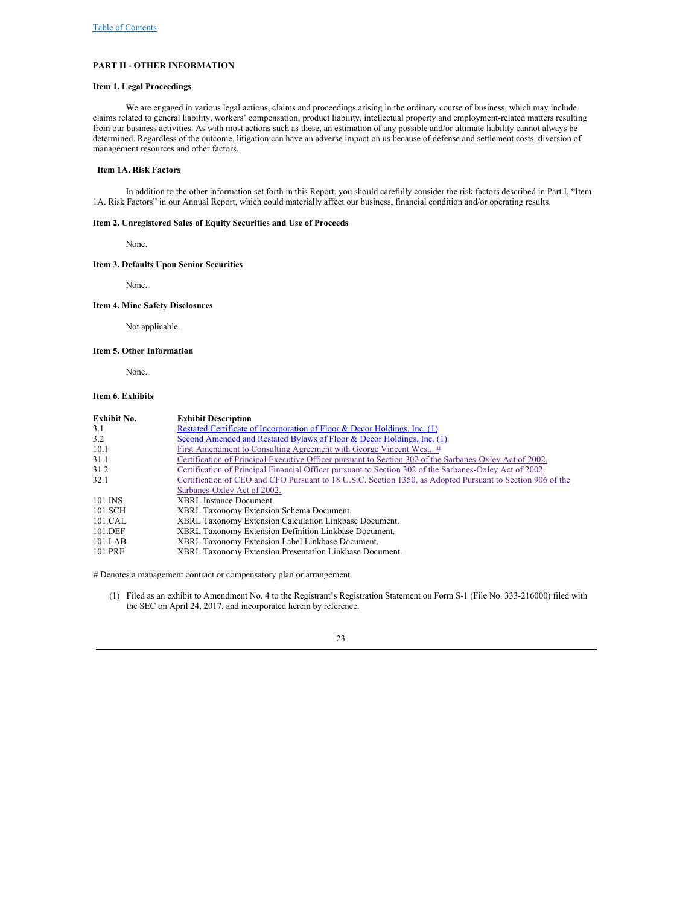## PART II - OTHER INFORMATION

### Item 1. Legal Proceedings

We are engaged in various legal actions, claims and proceedings arising in the ordinary course of business, which may include claims related to general liability, workers' compensation, product liability, intellectual property and employment-related matters resulting from our business activities. As with most actions such as these, an estimation of any possible and/or ultimate liability cannot always be determined. Regardless of the outcome, litigation can have an adverse impact on us because of defense and settlement costs, diversion of management resources and other factors.

### Item 1A. Risk Factors

In addition to the other information set forth in this Report, you should carefully consider the risk factors described in Part I, "Item 1A. Risk Factors" in our Annual Report, which could materially affect our business, financial condition and/or operating results.

### Item 2. Unregistered Sales of Equity Securities and Use of Proceeds

None.

### Item 3. Defaults Upon Senior Securities

None.

### Item 4. Mine Safety Disclosures

Not applicable.

### Item 5. Other Information

None.

### Item 6. Exhibits

| Exhibit No. | Exhibit Description |
|---|---|
| 3.1 | Restated Certificate of Incorporation of Floor & Decor Holdings, Inc. (1) |
| 3.2 | Second Amended and Restated Bylaws of Floor & Decor Holdings, Inc. (1) |
| 10.1 | First Amendment to Consulting Agreement with George Vincent West. # |
| 31.1 | Certification of Principal Executive Officer pursuant to Section 302 of the Sarbanes-Oxley Act of 2002. |
| 31.2 | Certification of Principal Financial Officer pursuant to Section 302 of the Sarbanes-Oxley Act of 2002. |
| 32.1 | Certification of CEO and CFO Pursuant to 18 U.S.C. Section 1350, as Adopted Pursuant to Section 906 of the Sarbanes-Oxley Act of 2002. |
| 101.INS | XBRL Instance Document. |
| 101.SCH | XBRL Taxonomy Extension Schema Document. |
| 101.CAL | XBRL Taxonomy Extension Calculation Linkbase Document. |
| 101.DEF | XBRL Taxonomy Extension Definition Linkbase Document. |
| 101.LAB | XBRL Taxonomy Extension Label Linkbase Document. |
| 101.PRE | XBRL Taxonomy Extension Presentation Linkbase Document. |

# Denotes a management contract or compensatory plan or arrangement.

(1) Filed as an exhibit to Amendment No. 4 to the Registrant's Registration Statement on Form S-1 (File No. 333-216000) filed with the SEC on April 24, 2017, and incorporated herein by reference.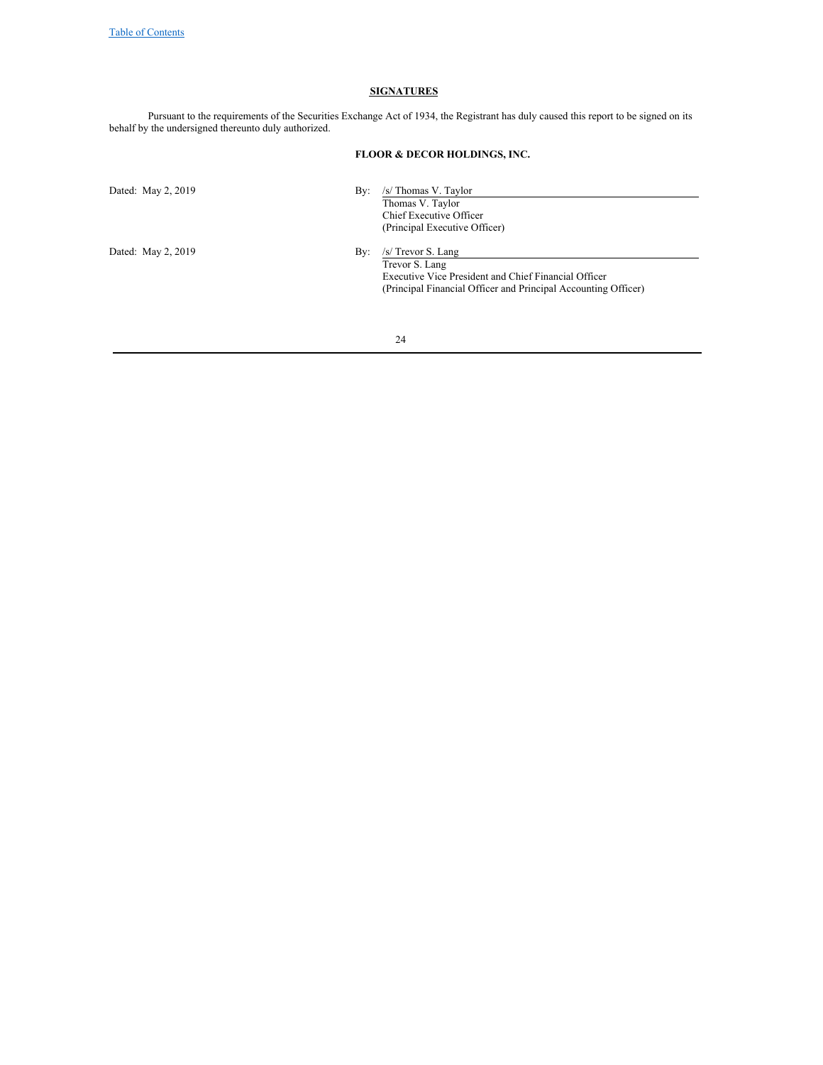**SIGNATURES**

Pursuant to the requirements of the Securities Exchange Act of 1934, the Registrant has duly caused this report to be signed on its behalf by the undersigned thereunto duly authorized.

**FLOOR & DECOR HOLDINGS, INC.**

| | |
|---|---|
| Dated: May 2, 2019 | By: /s/ Thomas V. Taylor<br>Thomas V. Taylor<br>Chief Executive Officer<br>(Principal Executive Officer) |
| Dated: May 2, 2019 | By: /s/ Trevor S. Lang<br>Trevor S. Lang<br>Executive Vice President and Chief Financial Officer<br>(Principal Financial Officer and Principal Accounting Officer) |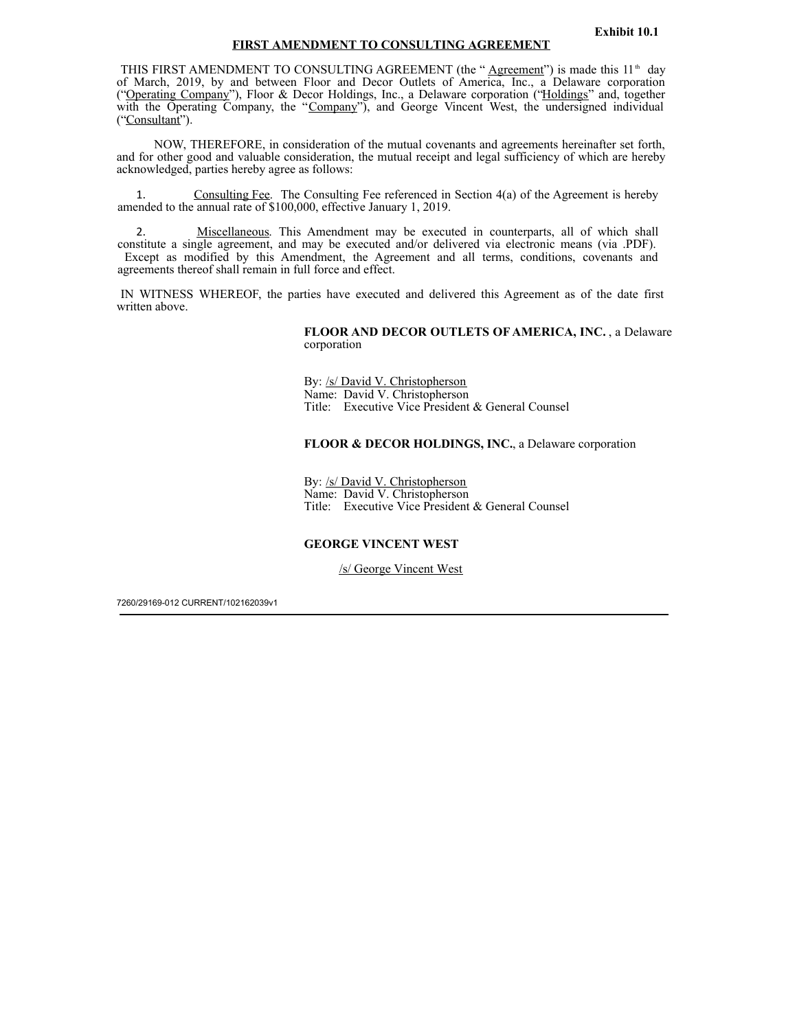**Exhibit 10.1**

**FIRST AMENDMENT TO CONSULTING AGREEMENT**

THIS FIRST AMENDMENT TO CONSULTING AGREEMENT (the "Agreement") is made this 11th day of March, 2019, by and between Floor and Decor Outlets of America, Inc., a Delaware corporation ("Operating Company"), Floor & Decor Holdings, Inc., a Delaware corporation ("Holdings" and, together with the Operating Company, the "Company"), and George Vincent West, the undersigned individual ("Consultant").

NOW, THEREFORE, in consideration of the mutual covenants and agreements hereinafter set forth, and for other good and valuable consideration, the mutual receipt and legal sufficiency of which are hereby acknowledged, parties hereby agree as follows:

1. Consulting Fee. The Consulting Fee referenced in Section 4(a) of the Agreement is hereby amended to the annual rate of $100,000, effective January 1, 2019.

2. Miscellaneous. This Amendment may be executed in counterparts, all of which shall constitute a single agreement, and may be executed and/or delivered via electronic means (via .PDF). Except as modified by this Amendment, the Agreement and all terms, conditions, covenants and agreements thereof shall remain in full force and effect.

IN WITNESS WHEREOF, the parties have executed and delivered this Agreement as of the date first written above.

**FLOOR AND DECOR OUTLETS OF AMERICA, INC.** , a Delaware corporation

By: /s/ David V. Christopherson
Name: David V. Christopherson
Title: Executive Vice President & General Counsel

**FLOOR & DECOR HOLDINGS, INC.**, a Delaware corporation

By: /s/ David V. Christopherson
Name: David V. Christopherson
Title: Executive Vice President & General Counsel

**GEORGE VINCENT WEST**

/s/ George Vincent West

7260/29169-012 CURRENT/102162039v1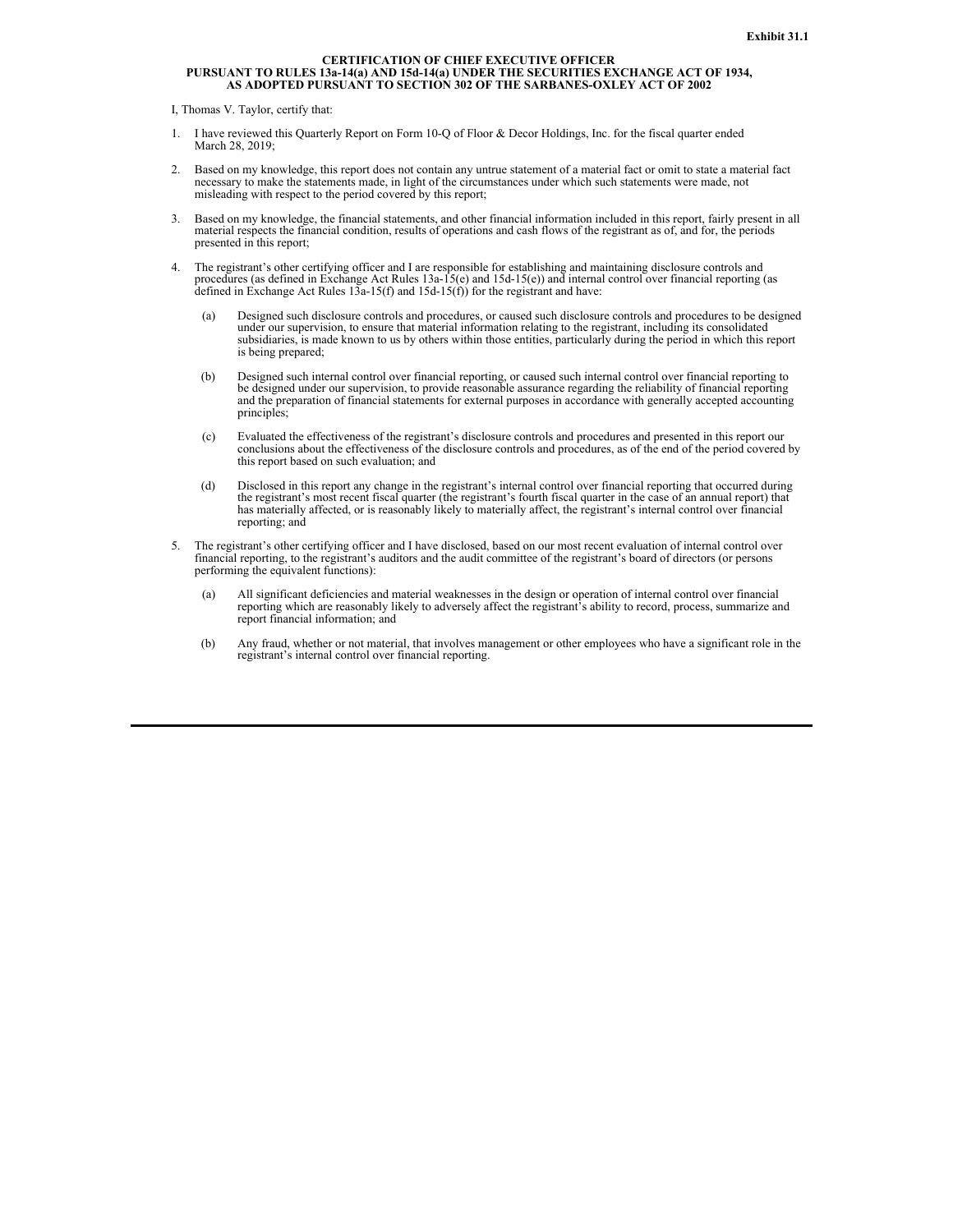**Exhibit 31.1**

**CERTIFICATION OF CHIEF EXECUTIVE OFFICER PURSUANT TO RULES 13a-14(a) AND 15d-14(a) UNDER THE SECURITIES EXCHANGE ACT OF 1934, AS ADOPTED PURSUANT TO SECTION 302 OF THE SARBANES-OXLEY ACT OF 2002**

I, Thomas V. Taylor, certify that:

1. I have reviewed this Quarterly Report on Form 10-Q of Floor & Decor Holdings, Inc. for the fiscal quarter ended March 28, 2019;

2. Based on my knowledge, this report does not contain any untrue statement of a material fact or omit to state a material fact necessary to make the statements made, in light of the circumstances under which such statements were made, not misleading with respect to the period covered by this report;

3. Based on my knowledge, the financial statements, and other financial information included in this report, fairly present in all material respects the financial condition, results of operations and cash flows of the registrant as of, and for, the periods presented in this report;

4. The registrant's other certifying officer and I are responsible for establishing and maintaining disclosure controls and procedures (as defined in Exchange Act Rules 13a-15(e) and 15d-15(e)) and internal control over financial reporting (as defined in Exchange Act Rules 13a-15(f) and 15d-15(f)) for the registrant and have:

   (a) Designed such disclosure controls and procedures, or caused such disclosure controls and procedures to be designed under our supervision, to ensure that material information relating to the registrant, including its consolidated subsidiaries, is made known to us by others within those entities, particularly during the period in which this report is being prepared;

   (b) Designed such internal control over financial reporting, or caused such internal control over financial reporting to be designed under our supervision, to provide reasonable assurance regarding the reliability of financial reporting and the preparation of financial statements for external purposes in accordance with generally accepted accounting principles;

   (c) Evaluated the effectiveness of the registrant's disclosure controls and procedures and presented in this report our conclusions about the effectiveness of the disclosure controls and procedures, as of the end of the period covered by this report based on such evaluation; and

   (d) Disclosed in this report any change in the registrant's internal control over financial reporting that occurred during the registrant's most recent fiscal quarter (the registrant's fourth fiscal quarter in the case of an annual report) that has materially affected, or is reasonably likely to materially affect, the registrant's internal control over financial reporting; and

5. The registrant's other certifying officer and I have disclosed, based on our most recent evaluation of internal control over financial reporting, to the registrant's auditors and the audit committee of the registrant's board of directors (or persons performing the equivalent functions):

   (a) All significant deficiencies and material weaknesses in the design or operation of internal control over financial reporting which are reasonably likely to adversely affect the registrant's ability to record, process, summarize and report financial information; and

   (b) Any fraud, whether or not material, that involves management or other employees who have a significant role in the registrant's internal control over financial reporting.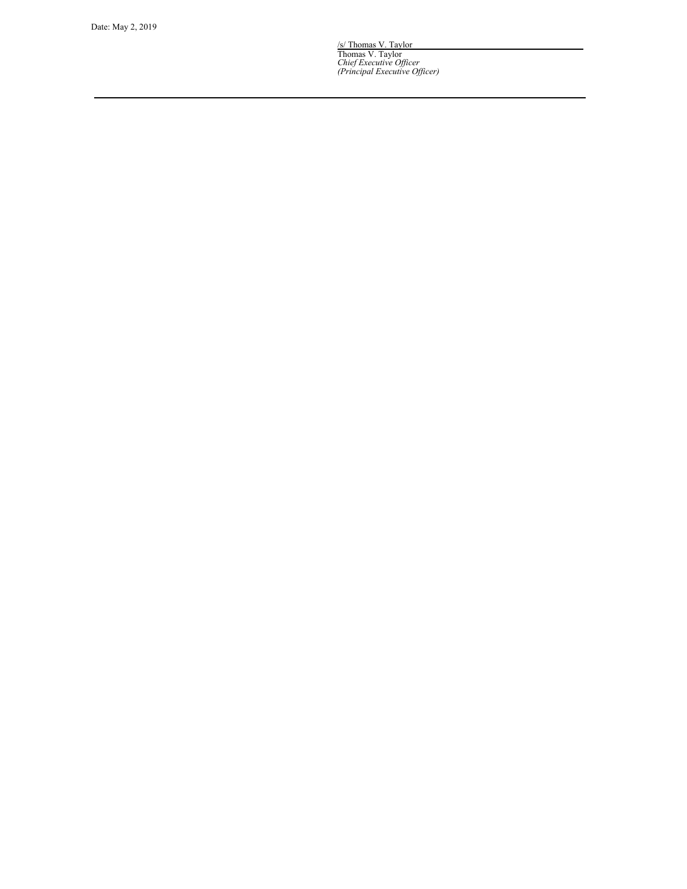Date: May 2, 2019

/s/ Thomas V. Taylor
Thomas V. Taylor
*Chief Executive Officer*
*(Principal Executive Officer)*

---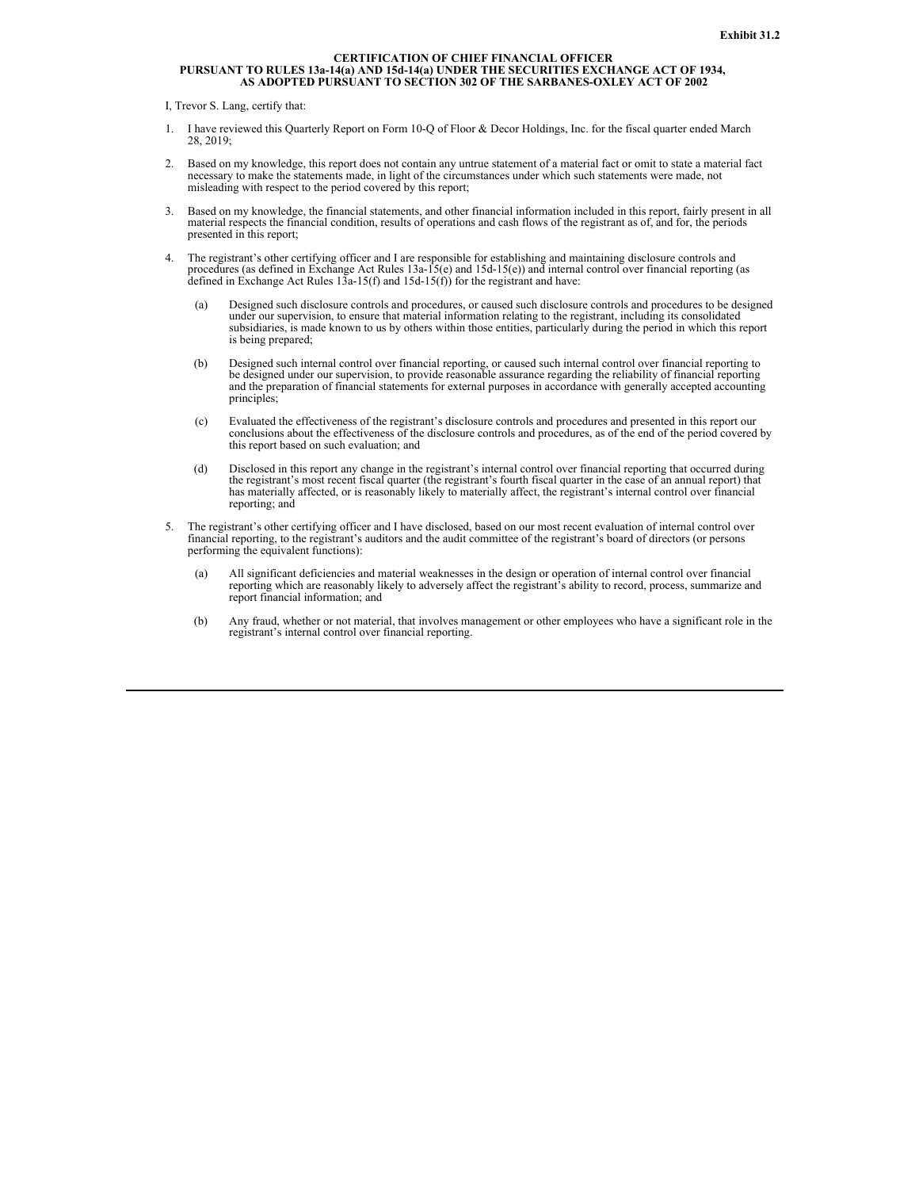**Exhibit 31.2**

**CERTIFICATION OF CHIEF FINANCIAL OFFICER**
**PURSUANT TO RULES 13a-14(a) AND 15d-14(a) UNDER THE SECURITIES EXCHANGE ACT OF 1934,**
**AS ADOPTED PURSUANT TO SECTION 302 OF THE SARBANES-OXLEY ACT OF 2002**

I, Trevor S. Lang, certify that:

1. I have reviewed this Quarterly Report on Form 10-Q of Floor & Decor Holdings, Inc. for the fiscal quarter ended March 28, 2019;

2. Based on my knowledge, this report does not contain any untrue statement of a material fact or omit to state a material fact necessary to make the statements made, in light of the circumstances under which such statements were made, not misleading with respect to the period covered by this report;

3. Based on my knowledge, the financial statements, and other financial information included in this report, fairly present in all material respects the financial condition, results of operations and cash flows of the registrant as of, and for, the periods presented in this report;

4. The registrant's other certifying officer and I are responsible for establishing and maintaining disclosure controls and procedures (as defined in Exchange Act Rules 13a-15(e) and 15d-15(e)) and internal control over financial reporting (as defined in Exchange Act Rules 13a-15(f) and 15d-15(f)) for the registrant and have:

   (a) Designed such disclosure controls and procedures, or caused such disclosure controls and procedures to be designed under our supervision, to ensure that material information relating to the registrant, including its consolidated subsidiaries, is made known to us by others within those entities, particularly during the period in which this report is being prepared;

   (b) Designed such internal control over financial reporting, or caused such internal control over financial reporting to be designed under our supervision, to provide reasonable assurance regarding the reliability of financial reporting and the preparation of financial statements for external purposes in accordance with generally accepted accounting principles;

   (c) Evaluated the effectiveness of the registrant's disclosure controls and procedures and presented in this report our conclusions about the effectiveness of the disclosure controls and procedures, as of the end of the period covered by this report based on such evaluation; and

   (d) Disclosed in this report any change in the registrant's internal control over financial reporting that occurred during the registrant's most recent fiscal quarter (the registrant's fourth fiscal quarter in the case of an annual report) that has materially affected, or is reasonably likely to materially affect, the registrant's internal control over financial reporting; and

5. The registrant's other certifying officer and I have disclosed, based on our most recent evaluation of internal control over financial reporting, to the registrant's auditors and the audit committee of the registrant's board of directors (or persons performing the equivalent functions):

   (a) All significant deficiencies and material weaknesses in the design or operation of internal control over financial reporting which are reasonably likely to adversely affect the registrant's ability to record, process, summarize and report financial information; and

   (b) Any fraud, whether or not material, that involves management or other employees who have a significant role in the registrant's internal control over financial reporting.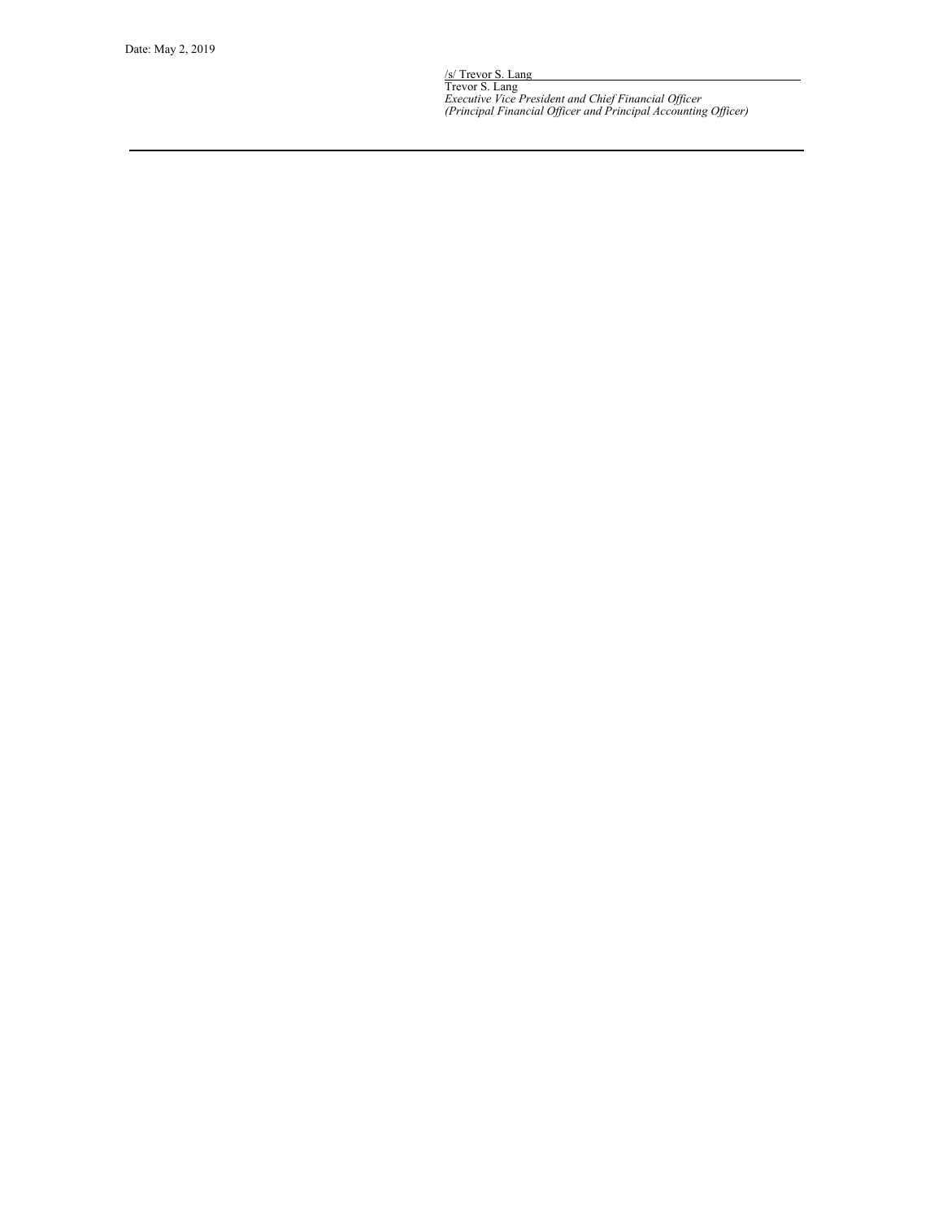Date: May 2, 2019

/s/ Trevor S. Lang

Trevor S. Lang

*Executive Vice President and Chief Financial Officer*

*(Principal Financial Officer and Principal Accounting Officer)*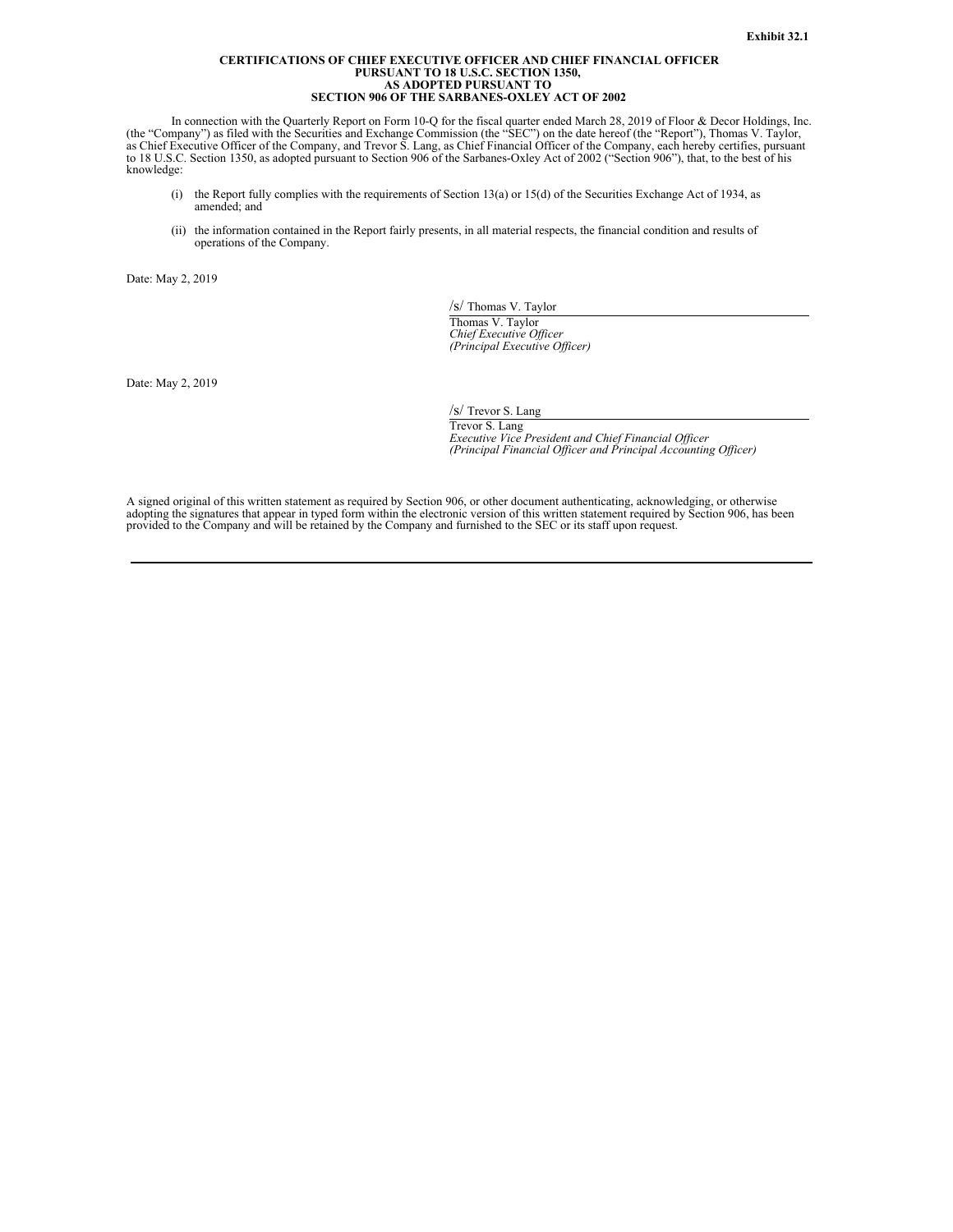**Exhibit 32.1**

**CERTIFICATIONS OF CHIEF EXECUTIVE OFFICER AND CHIEF FINANCIAL OFFICER PURSUANT TO 18 U.S.C. SECTION 1350, AS ADOPTED PURSUANT TO SECTION 906 OF THE SARBANES-OXLEY ACT OF 2002**

In connection with the Quarterly Report on Form 10-Q for the fiscal quarter ended March 28, 2019 of Floor & Decor Holdings, Inc. (the "Company") as filed with the Securities and Exchange Commission (the "SEC") on the date hereof (the "Report"), Thomas V. Taylor, as Chief Executive Officer of the Company, and Trevor S. Lang, as Chief Financial Officer of the Company, each hereby certifies, pursuant to 18 U.S.C. Section 1350, as adopted pursuant to Section 906 of the Sarbanes-Oxley Act of 2002 ("Section 906"), that, to the best of his knowledge:

(i) the Report fully complies with the requirements of Section 13(a) or 15(d) of the Securities Exchange Act of 1934, as amended; and

(ii) the information contained in the Report fairly presents, in all material respects, the financial condition and results of operations of the Company.

Date: May 2, 2019

/s/ Thomas V. Taylor
Thomas V. Taylor
*Chief Executive Officer*
*(Principal Executive Officer)*

Date: May 2, 2019

/s/ Trevor S. Lang
Trevor S. Lang
*Executive Vice President and Chief Financial Officer*
*(Principal Financial Officer and Principal Accounting Officer)*

A signed original of this written statement as required by Section 906, or other document authenticating, acknowledging, or otherwise adopting the signatures that appear in typed form within the electronic version of this written statement required by Section 906, has been provided to the Company and will be retained by the Company and furnished to the SEC or its staff upon request.